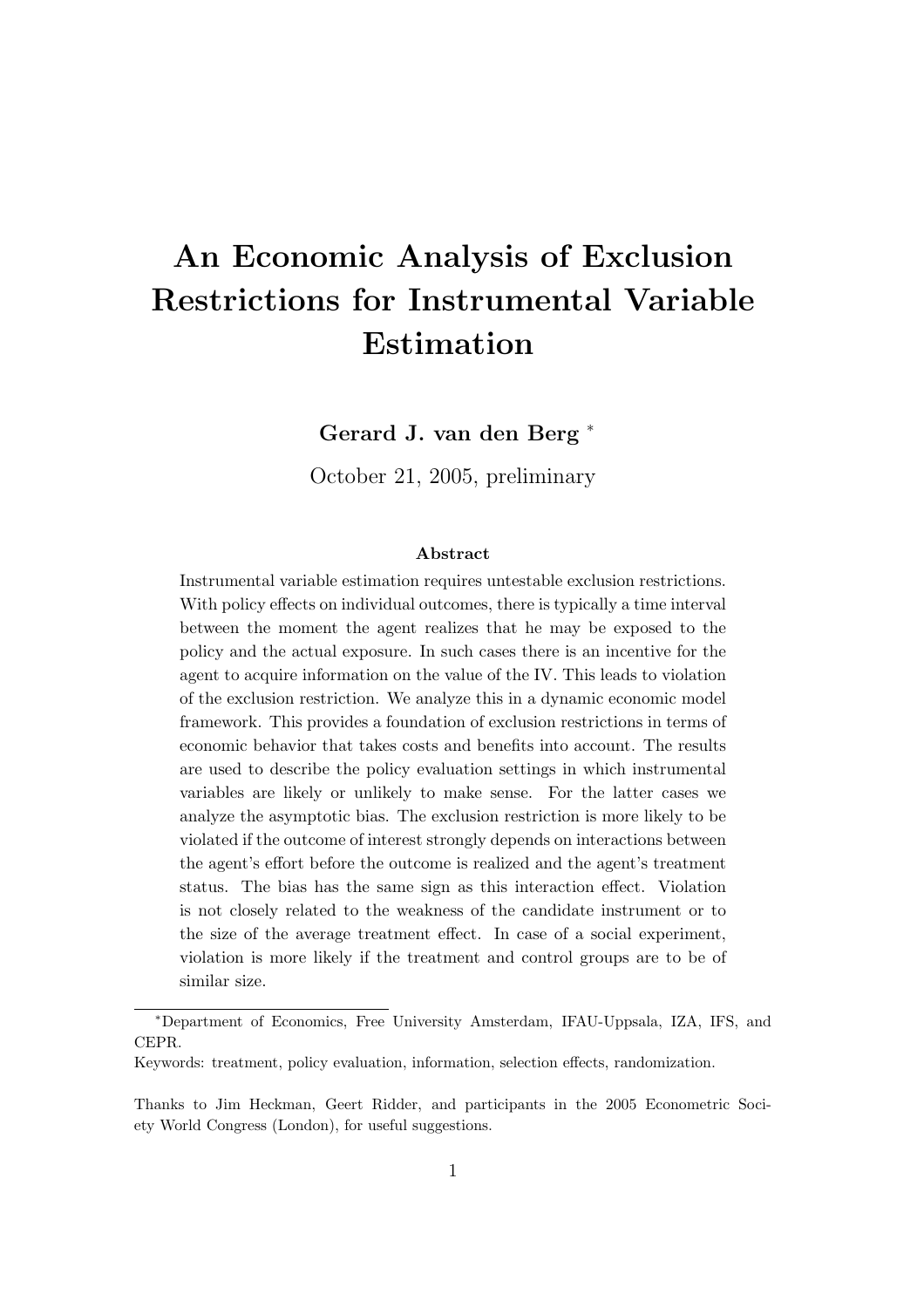# An Economic Analysis of Exclusion Restrictions for Instrumental Variable Estimation

**Gerard J. van den Berg** *

October 21, 2005, preliminary

### Abstract

Instrumental variable estimation requires untestable exclusion restrictions. With policy effects on individual outcomes, there is typically a time interval between the moment the agent realizes that he may be exposed to the policy and the actual exposure. In such cases there is an incentive for the agent to acquire information on the value of the IV. This leads to violation of the exclusion restriction. We analyze this in a dynamic economic model framework. This provides a foundation of exclusion restrictions in terms of economic behavior that takes costs and benefits into account. The results are used to describe the policy evaluation settings in which instrumental variables are likely or unlikely to make sense. For the latter cases we analyze the asymptotic bias. The exclusion restriction is more likely to be violated if the outcome of interest strongly depends on interactions between the agent's effort before the outcome is realized and the agent's treatment status. The bias has the same sign as this interaction effect. Violation is not closely related to the weakness of the candidate instrument or to the size of the average treatment effect. In case of a social experiment, violation is more likely if the treatment and control groups are to be of similar size.

---

*Department of Economics, Free University Amsterdam, IFAU-Uppsala, IZA, IFS, and CEPR.

Keywords: treatment, policy evaluation, information, selection effects, randomization.

Thanks to Jim Heckman, Geert Ridder, and participants in the 2005 Econometric Society World Congress (London), for useful suggestions.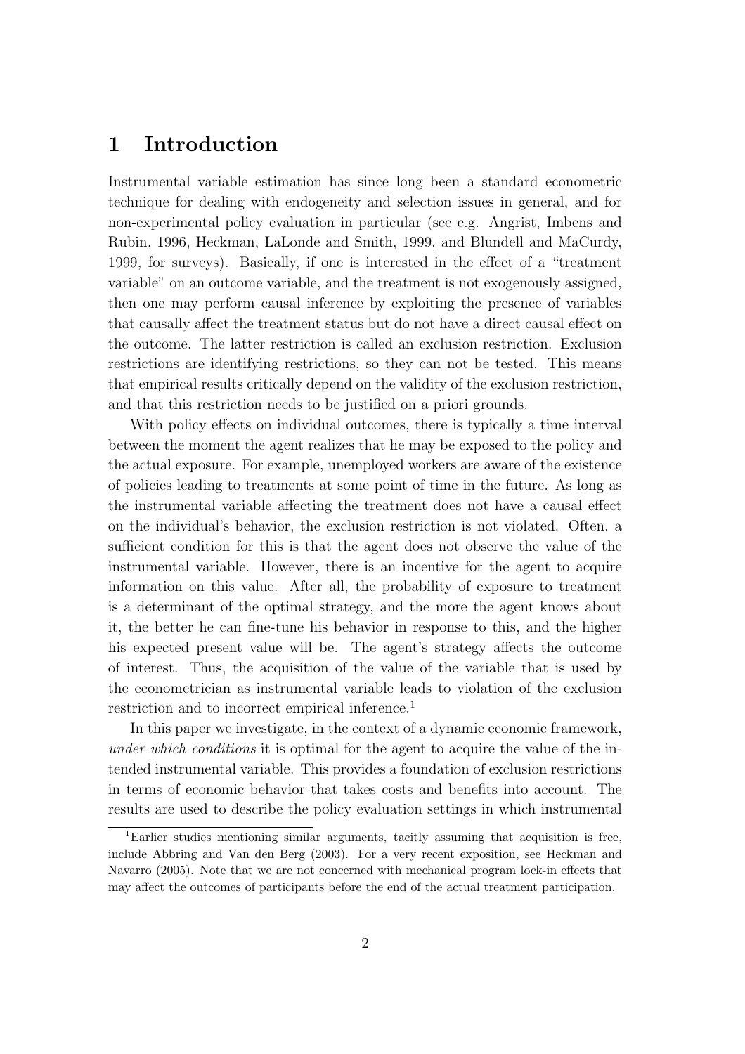# 1 Introduction

Instrumental variable estimation has since long been a standard econometric technique for dealing with endogeneity and selection issues in general, and for non-experimental policy evaluation in particular (see e.g. Angrist, Imbens and Rubin, 1996, Heckman, LaLonde and Smith, 1999, and Blundell and MaCurdy, 1999, for surveys). Basically, if one is interested in the effect of a "treatment variable" on an outcome variable, and the treatment is not exogenously assigned, then one may perform causal inference by exploiting the presence of variables that causally affect the treatment status but do not have a direct causal effect on the outcome. The latter restriction is called an exclusion restriction. Exclusion restrictions are identifying restrictions, so they can not be tested. This means that empirical results critically depend on the validity of the exclusion restriction, and that this restriction needs to be justified on a priori grounds.

With policy effects on individual outcomes, there is typically a time interval between the moment the agent realizes that he may be exposed to the policy and the actual exposure. For example, unemployed workers are aware of the existence of policies leading to treatments at some point of time in the future. As long as the instrumental variable affecting the treatment does not have a causal effect on the individual's behavior, the exclusion restriction is not violated. Often, a sufficient condition for this is that the agent does not observe the value of the instrumental variable. However, there is an incentive for the agent to acquire information on this value. After all, the probability of exposure to treatment is a determinant of the optimal strategy, and the more the agent knows about it, the better he can fine-tune his behavior in response to this, and the higher his expected present value will be. The agent's strategy affects the outcome of interest. Thus, the acquisition of the value of the variable that is used by the econometrician as instrumental variable leads to violation of the exclusion restriction and to incorrect empirical inference.[1]

In this paper we investigate, in the context of a dynamic economic framework, *under which conditions* it is optimal for the agent to acquire the value of the intended instrumental variable. This provides a foundation of exclusion restrictions in terms of economic behavior that takes costs and benefits into account. The results are used to describe the policy evaluation settings in which instrumental

[1] Earlier studies mentioning similar arguments, tacitly assuming that acquisition is free, include Abbring and Van den Berg (2003). For a very recent exposition, see Heckman and Navarro (2005). Note that we are not concerned with mechanical program lock-in effects that may affect the outcomes of participants before the end of the actual treatment participation.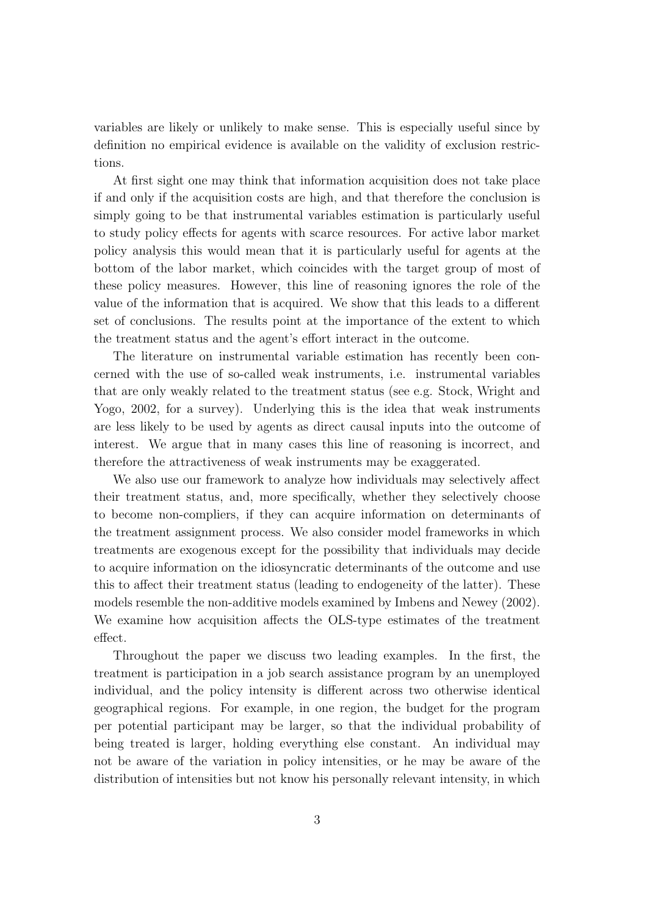variables are likely or unlikely to make sense. This is especially useful since by definition no empirical evidence is available on the validity of exclusion restrictions.

At first sight one may think that information acquisition does not take place if and only if the acquisition costs are high, and that therefore the conclusion is simply going to be that instrumental variables estimation is particularly useful to study policy effects for agents with scarce resources. For active labor market policy analysis this would mean that it is particularly useful for agents at the bottom of the labor market, which coincides with the target group of most of these policy measures. However, this line of reasoning ignores the role of the value of the information that is acquired. We show that this leads to a different set of conclusions. The results point at the importance of the extent to which the treatment status and the agent's effort interact in the outcome.

The literature on instrumental variable estimation has recently been concerned with the use of so-called weak instruments, i.e. instrumental variables that are only weakly related to the treatment status (see e.g. Stock, Wright and Yogo, 2002, for a survey). Underlying this is the idea that weak instruments are less likely to be used by agents as direct causal inputs into the outcome of interest. We argue that in many cases this line of reasoning is incorrect, and therefore the attractiveness of weak instruments may be exaggerated.

We also use our framework to analyze how individuals may selectively affect their treatment status, and, more specifically, whether they selectively choose to become non-compliers, if they can acquire information on determinants of the treatment assignment process. We also consider model frameworks in which treatments are exogenous except for the possibility that individuals may decide to acquire information on the idiosyncratic determinants of the outcome and use this to affect their treatment status (leading to endogeneity of the latter). These models resemble the non-additive models examined by Imbens and Newey (2002). We examine how acquisition affects the OLS-type estimates of the treatment effect.

Throughout the paper we discuss two leading examples. In the first, the treatment is participation in a job search assistance program by an unemployed individual, and the policy intensity is different across two otherwise identical geographical regions. For example, in one region, the budget for the program per potential participant may be larger, so that the individual probability of being treated is larger, holding everything else constant. An individual may not be aware of the variation in policy intensities, or he may be aware of the distribution of intensities but not know his personally relevant intensity, in which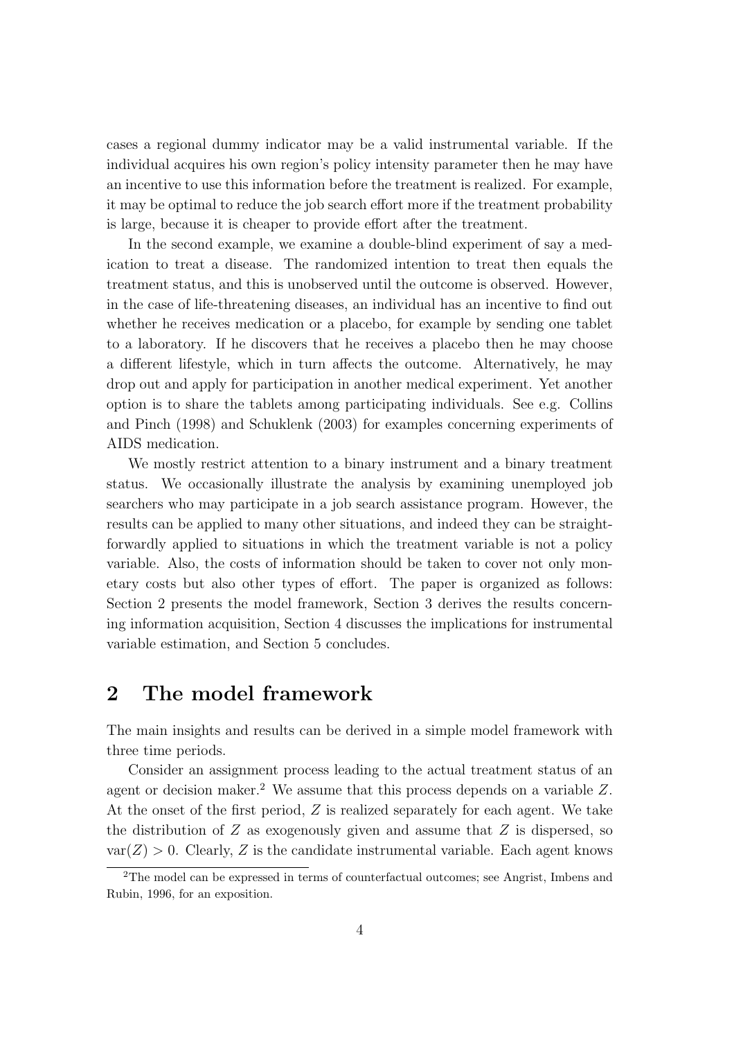cases a regional dummy indicator may be a valid instrumental variable. If the individual acquires his own region's policy intensity parameter then he may have an incentive to use this information before the treatment is realized. For example, it may be optimal to reduce the job search effort more if the treatment probability is large, because it is cheaper to provide effort after the treatment.

In the second example, we examine a double-blind experiment of say a medication to treat a disease. The randomized intention to treat then equals the treatment status, and this is unobserved until the outcome is observed. However, in the case of life-threatening diseases, an individual has an incentive to find out whether he receives medication or a placebo, for example by sending one tablet to a laboratory. If he discovers that he receives a placebo then he may choose a different lifestyle, which in turn affects the outcome. Alternatively, he may drop out and apply for participation in another medical experiment. Yet another option is to share the tablets among participating individuals. See e.g. Collins and Pinch (1998) and Schuklenk (2003) for examples concerning experiments of AIDS medication.

We mostly restrict attention to a binary instrument and a binary treatment status. We occasionally illustrate the analysis by examining unemployed job searchers who may participate in a job search assistance program. However, the results can be applied to many other situations, and indeed they can be straightforwardly applied to situations in which the treatment variable is not a policy variable. Also, the costs of information should be taken to cover not only monetary costs but also other types of effort. The paper is organized as follows: Section 2 presents the model framework, Section 3 derives the results concerning information acquisition, Section 4 discusses the implications for instrumental variable estimation, and Section 5 concludes.

## 2 The model framework

The main insights and results can be derived in a simple model framework with three time periods.

Consider an assignment process leading to the actual treatment status of an agent or decision maker.[2] We assume that this process depends on a variable $Z$. At the onset of the first period, $Z$ is realized separately for each agent. We take the distribution of $Z$ as exogenously given and assume that $Z$ is dispersed, so $\text{var}(Z) > 0$. Clearly, $Z$ is the candidate instrumental variable. Each agent knows

[2]The model can be expressed in terms of counterfactual outcomes; see Angrist, Imbens and Rubin, 1996, for an exposition.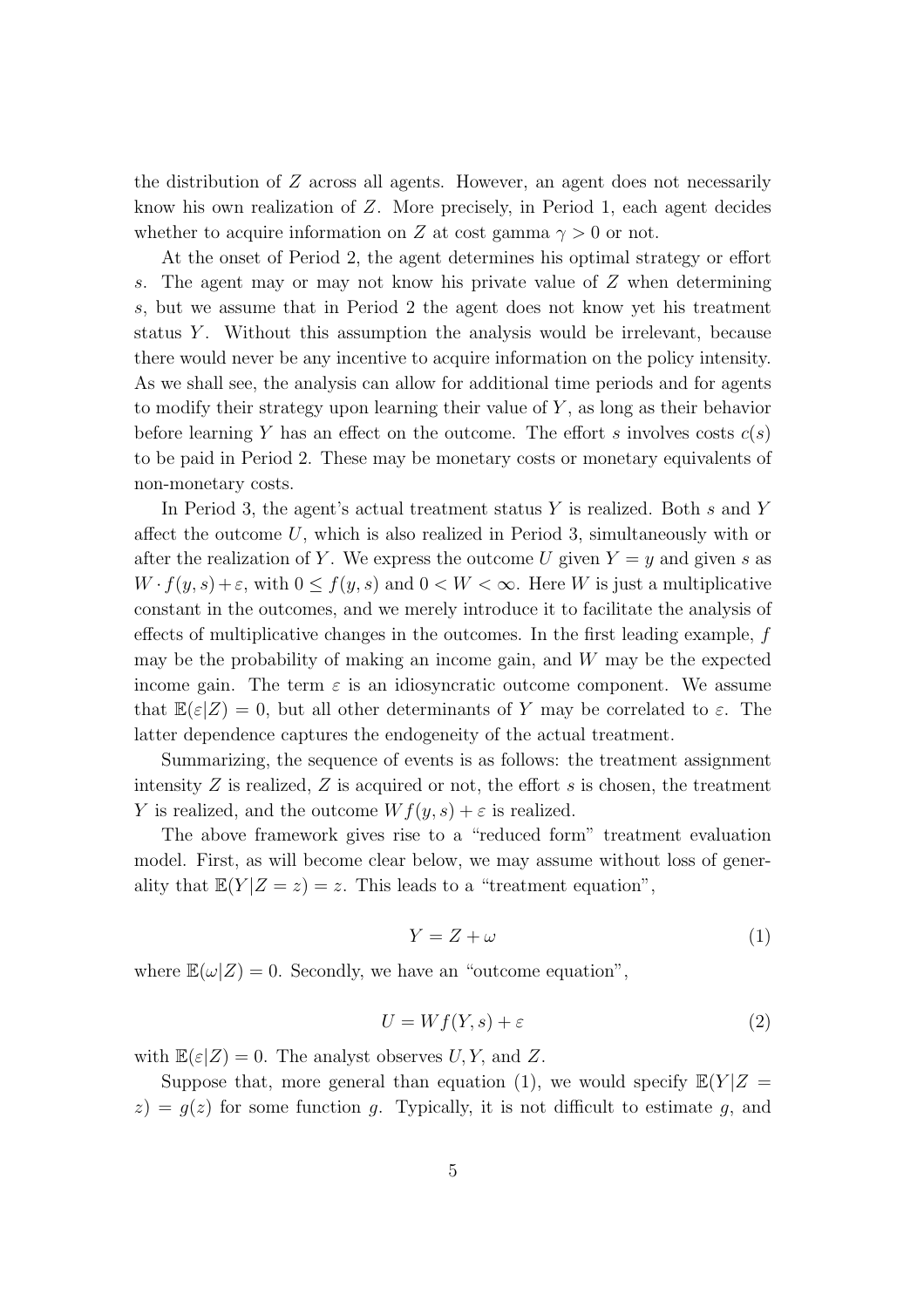the distribution of $Z$ across all agents. However, an agent does not necessarily know his own realization of $Z$. More precisely, in Period 1, each agent decides whether to acquire information on $Z$ at cost gamma $\gamma > 0$ or not.

At the onset of Period 2, the agent determines his optimal strategy or effort $s$. The agent may or may not know his private value of $Z$ when determining $s$, but we assume that in Period 2 the agent does not know yet his treatment status $Y$. Without this assumption the analysis would be irrelevant, because there would never be any incentive to acquire information on the policy intensity. As we shall see, the analysis can allow for additional time periods and for agents to modify their strategy upon learning their value of $Y$, as long as their behavior before learning $Y$ has an effect on the outcome. The effort $s$ involves costs $c(s)$ to be paid in Period 2. These may be monetary costs or monetary equivalents of non-monetary costs.

In Period 3, the agent's actual treatment status $Y$ is realized. Both $s$ and $Y$ affect the outcome $U$, which is also realized in Period 3, simultaneously with or after the realization of $Y$. We express the outcome $U$ given $Y = y$ and given $s$ as $W \cdot f(y, s) + \varepsilon$, with $0 \leq f(y, s)$ and $0 < W < \infty$. Here $W$ is just a multiplicative constant in the outcomes, and we merely introduce it to facilitate the analysis of effects of multiplicative changes in the outcomes. In the first leading example, $f$ may be the probability of making an income gain, and $W$ may be the expected income gain. The term $\varepsilon$ is an idiosyncratic outcome component. We assume that $\mathbb{E}(\varepsilon|Z) = 0$, but all other determinants of $Y$ may be correlated to $\varepsilon$. The latter dependence captures the endogeneity of the actual treatment.

Summarizing, the sequence of events is as follows: the treatment assignment intensity $Z$ is realized, $Z$ is acquired or not, the effort $s$ is chosen, the treatment $Y$ is realized, and the outcome $Wf(y, s) + \varepsilon$ is realized.

The above framework gives rise to a "reduced form" treatment evaluation model. First, as will become clear below, we may assume without loss of generality that $\mathbb{E}(Y|Z = z) = z$. This leads to a "treatment equation",

$$Y = Z + \omega \tag{1}$$

where $\mathbb{E}(\omega|Z) = 0$. Secondly, we have an "outcome equation",

$$U = Wf(Y, s) + \varepsilon \tag{2}$$

with $\mathbb{E}(\varepsilon|Z) = 0$. The analyst observes $U, Y$, and $Z$.

Suppose that, more general than equation (1), we would specify $\mathbb{E}(Y|Z = z) = g(z)$ for some function $g$. Typically, it is not difficult to estimate $g$, and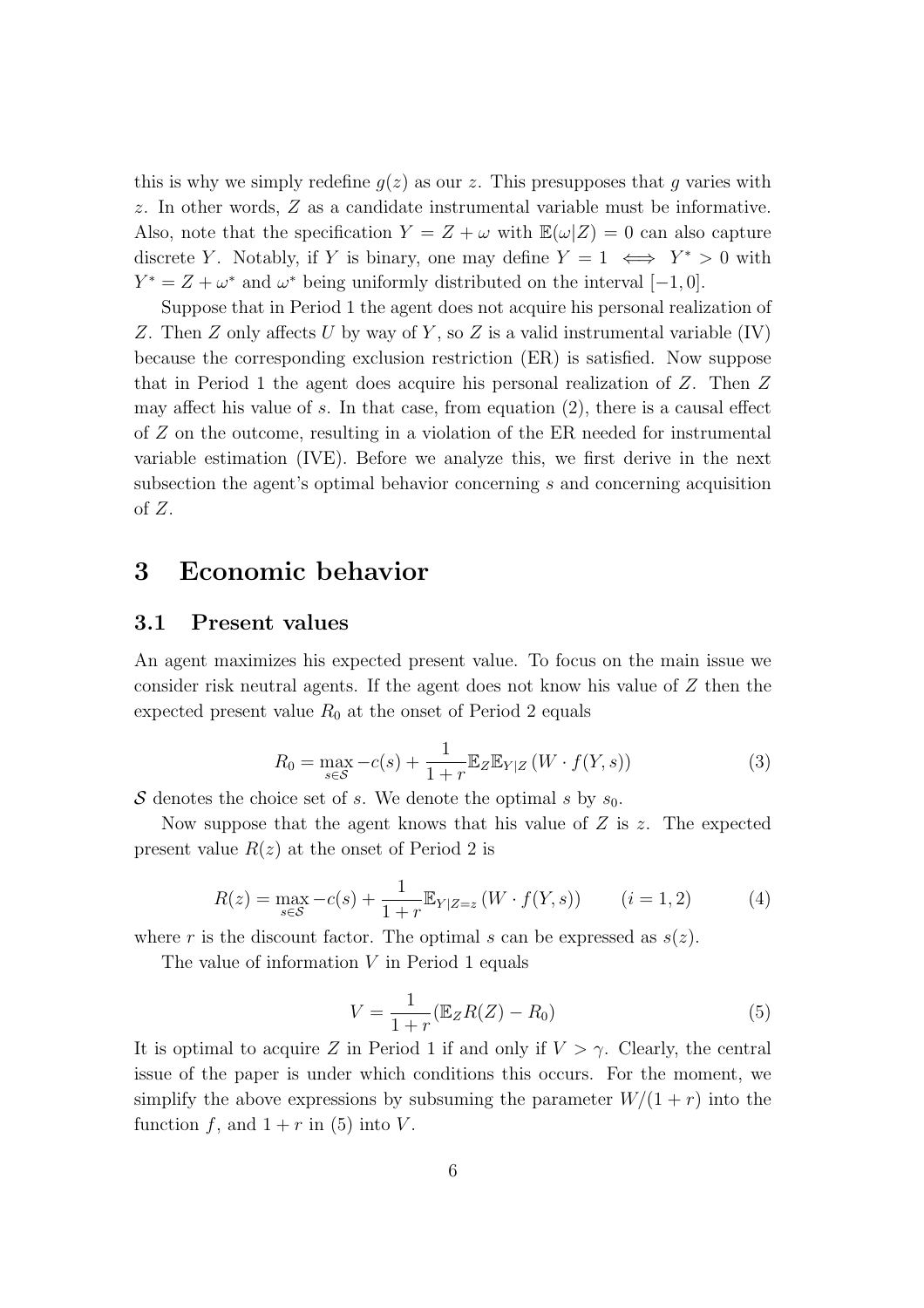this is why we simply redefine $g(z)$ as our $z$. This presupposes that $g$ varies with $z$. In other words, $Z$ as a candidate instrumental variable must be informative. Also, note that the specification $Y = Z + \omega$ with $\mathbb{E}(\omega|Z) = 0$ can also capture discrete $Y$. Notably, if $Y$ is binary, one may define $Y = 1 \iff Y^* > 0$ with $Y^* = Z + \omega^*$ and $\omega^*$ being uniformly distributed on the interval $[-1, 0]$.

Suppose that in Period 1 the agent does not acquire his personal realization of $Z$. Then $Z$ only affects $U$ by way of $Y$, so $Z$ is a valid instrumental variable (IV) because the corresponding exclusion restriction (ER) is satisfied. Now suppose that in Period 1 the agent does acquire his personal realization of $Z$. Then $Z$ may affect his value of $s$. In that case, from equation (2), there is a causal effect of $Z$ on the outcome, resulting in a violation of the ER needed for instrumental variable estimation (IVE). Before we analyze this, we first derive in the next subsection the agent's optimal behavior concerning $s$ and concerning acquisition of $Z$.

# 3 Economic behavior

## 3.1 Present values

An agent maximizes his expected present value. To focus on the main issue we consider risk neutral agents. If the agent does not know his value of $Z$ then the expected present value $R_0$ at the onset of Period 2 equals

$$R_0 = \max_{s \in \mathcal{S}} -c(s) + \frac{1}{1+r} \mathbb{E}_Z \mathbb{E}_{Y|Z} \left( W \cdot f(Y, s) \right) \tag{3}$$

$\mathcal{S}$ denotes the choice set of $s$. We denote the optimal $s$ by $s_0$.

Now suppose that the agent knows that his value of $Z$ is $z$. The expected present value $R(z)$ at the onset of Period 2 is

$$R(z) = \max_{s \in \mathcal{S}} -c(s) + \frac{1}{1+r} \mathbb{E}_{Y|Z=z} \left( W \cdot f(Y, s) \right) \qquad (i = 1, 2) \tag{4}$$

where $r$ is the discount factor. The optimal $s$ can be expressed as $s(z)$.

The value of information $V$ in Period 1 equals

$$V = \frac{1}{1+r} (\mathbb{E}_Z R(Z) - R_0) \tag{5}$$

It is optimal to acquire $Z$ in Period 1 if and only if $V > \gamma$. Clearly, the central issue of the paper is under which conditions this occurs. For the moment, we simplify the above expressions by subsuming the parameter $W/(1 + r)$ into the function $f$, and $1 + r$ in (5) into $V$.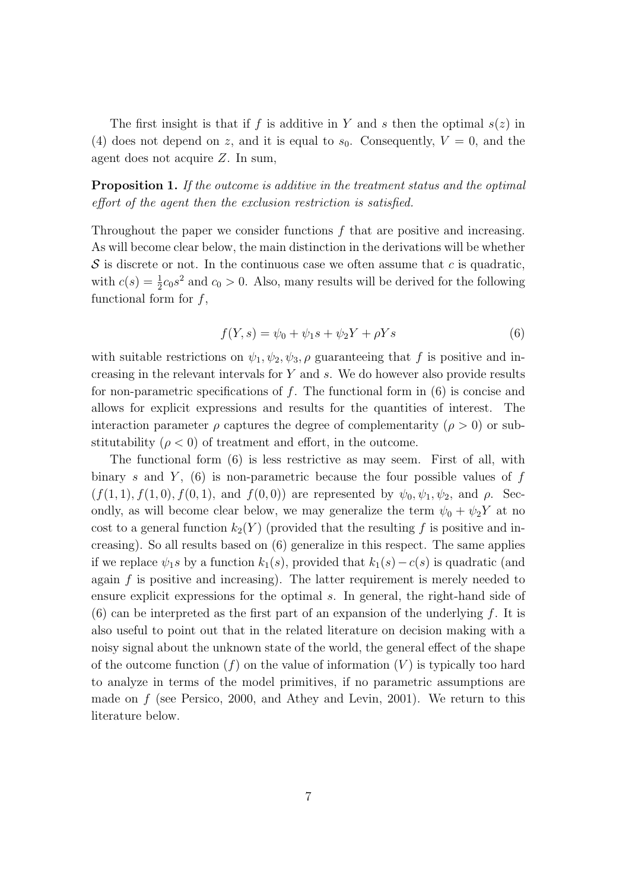The first insight is that if $f$ is additive in $Y$ and $s$ then the optimal $s(z)$ in (4) does not depend on $z$, and it is equal to $s_0$. Consequently, $V = 0$, and the agent does not acquire $Z$. In sum,

**Proposition 1.** *If the outcome is additive in the treatment status and the optimal effort of the agent then the exclusion restriction is satisfied.*

Throughout the paper we consider functions $f$ that are positive and increasing. As will become clear below, the main distinction in the derivations will be whether $\mathcal{S}$ is discrete or not. In the continuous case we often assume that $c$ is quadratic, with $c(s) = \frac{1}{2}c_0 s^2$ and $c_0 > 0$. Also, many results will be derived for the following functional form for $f$,

$$f(Y, s) = \psi_0 + \psi_1 s + \psi_2 Y + \rho Y s \tag{6}$$

with suitable restrictions on $\psi_1, \psi_2, \psi_3, \rho$ guaranteeing that $f$ is positive and increasing in the relevant intervals for $Y$ and $s$. We do however also provide results for non-parametric specifications of $f$. The functional form in (6) is concise and allows for explicit expressions and results for the quantities of interest. The interaction parameter $\rho$ captures the degree of complementarity ($\rho > 0$) or substitutability ($\rho < 0$) of treatment and effort, in the outcome.

The functional form (6) is less restrictive as may seem. First of all, with binary $s$ and $Y$, (6) is non-parametric because the four possible values of $f$ ($f(1, 1), f(1, 0), f(0, 1)$, and $f(0, 0)$) are represented by $\psi_0, \psi_1, \psi_2$, and $\rho$. Secondly, as will become clear below, we may generalize the term $\psi_0 + \psi_2 Y$ at no cost to a general function $k_2(Y)$ (provided that the resulting $f$ is positive and increasing). So all results based on (6) generalize in this respect. The same applies if we replace $\psi_1 s$ by a function $k_1(s)$, provided that $k_1(s) - c(s)$ is quadratic (and again $f$ is positive and increasing). The latter requirement is merely needed to ensure explicit expressions for the optimal $s$. In general, the right-hand side of (6) can be interpreted as the first part of an expansion of the underlying $f$. It is also useful to point out that in the related literature on decision making with a noisy signal about the unknown state of the world, the general effect of the shape of the outcome function ($f$) on the value of information ($V$) is typically too hard to analyze in terms of the model primitives, if no parametric assumptions are made on $f$ (see Persico, 2000, and Athey and Levin, 2001). We return to this literature below.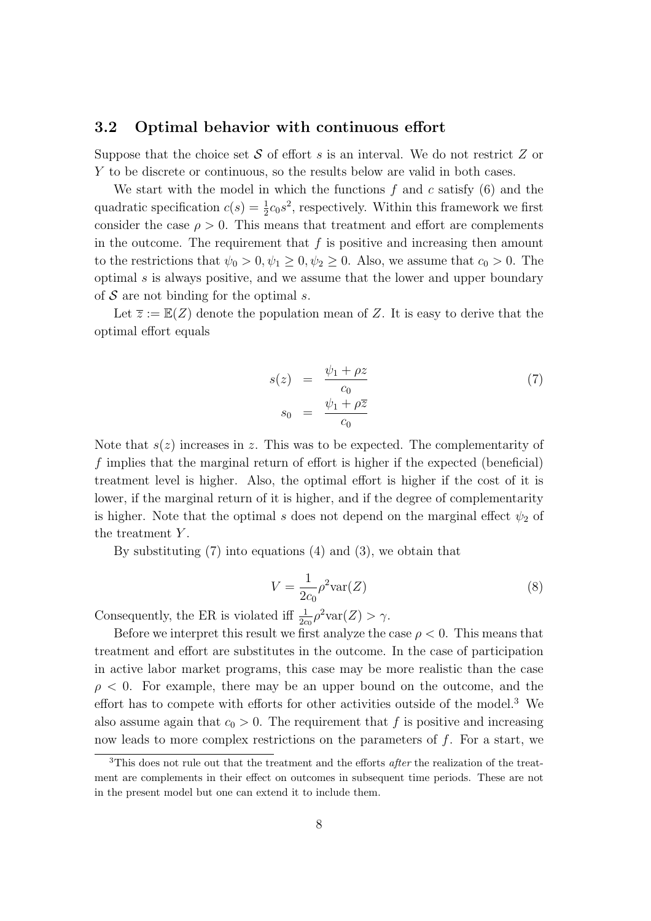### 3.2 Optimal behavior with continuous effort

Suppose that the choice set $\mathcal{S}$ of effort $s$ is an interval. We do not restrict $Z$ or $Y$ to be discrete or continuous, so the results below are valid in both cases.

We start with the model in which the functions $f$ and $c$ satisfy (6) and the quadratic specification $c(s) = \frac{1}{2}c_0 s^2$, respectively. Within this framework we first consider the case $\rho > 0$. This means that treatment and effort are complements in the outcome. The requirement that $f$ is positive and increasing then amount to the restrictions that $\psi_0 > 0, \psi_1 \geq 0, \psi_2 \geq 0$. Also, we assume that $c_0 > 0$. The optimal $s$ is always positive, and we assume that the lower and upper boundary of $\mathcal{S}$ are not binding for the optimal $s$.

Let $\overline{z} := \mathbb{E}(Z)$ denote the population mean of $Z$. It is easy to derive that the optimal effort equals

$$
\begin{aligned}
s(z) &= \frac{\psi_1 + \rho z}{c_0} \\
s_0 &= \frac{\psi_1 + \rho \overline{z}}{c_0}
\end{aligned}
\tag{7}
$$

Note that $s(z)$ increases in $z$. This was to be expected. The complementarity of $f$ implies that the marginal return of effort is higher if the expected (beneficial) treatment level is higher. Also, the optimal effort is higher if the cost of it is lower, if the marginal return of it is higher, and if the degree of complementarity is higher. Note that the optimal $s$ does not depend on the marginal effect $\psi_2$ of the treatment $Y$.

By substituting (7) into equations (4) and (3), we obtain that

$$
V = \frac{1}{2c_0}\rho^2 \text{var}(Z) \tag{8}
$$

Consequently, the ER is violated iff $\frac{1}{2c_0}\rho^2 \text{var}(Z) > \gamma$.

Before we interpret this result we first analyze the case $\rho < 0$. This means that treatment and effort are substitutes in the outcome. In the case of participation in active labor market programs, this case may be more realistic than the case $\rho < 0$. For example, there may be an upper bound on the outcome, and the effort has to compete with efforts for other activities outside of the model.[3] We also assume again that $c_0 > 0$. The requirement that $f$ is positive and increasing now leads to more complex restrictions on the parameters of $f$. For a start, we

[3] This does not rule out that the treatment and the efforts *after* the realization of the treatment are complements in their effect on outcomes in subsequent time periods. These are not in the present model but one can extend it to include them.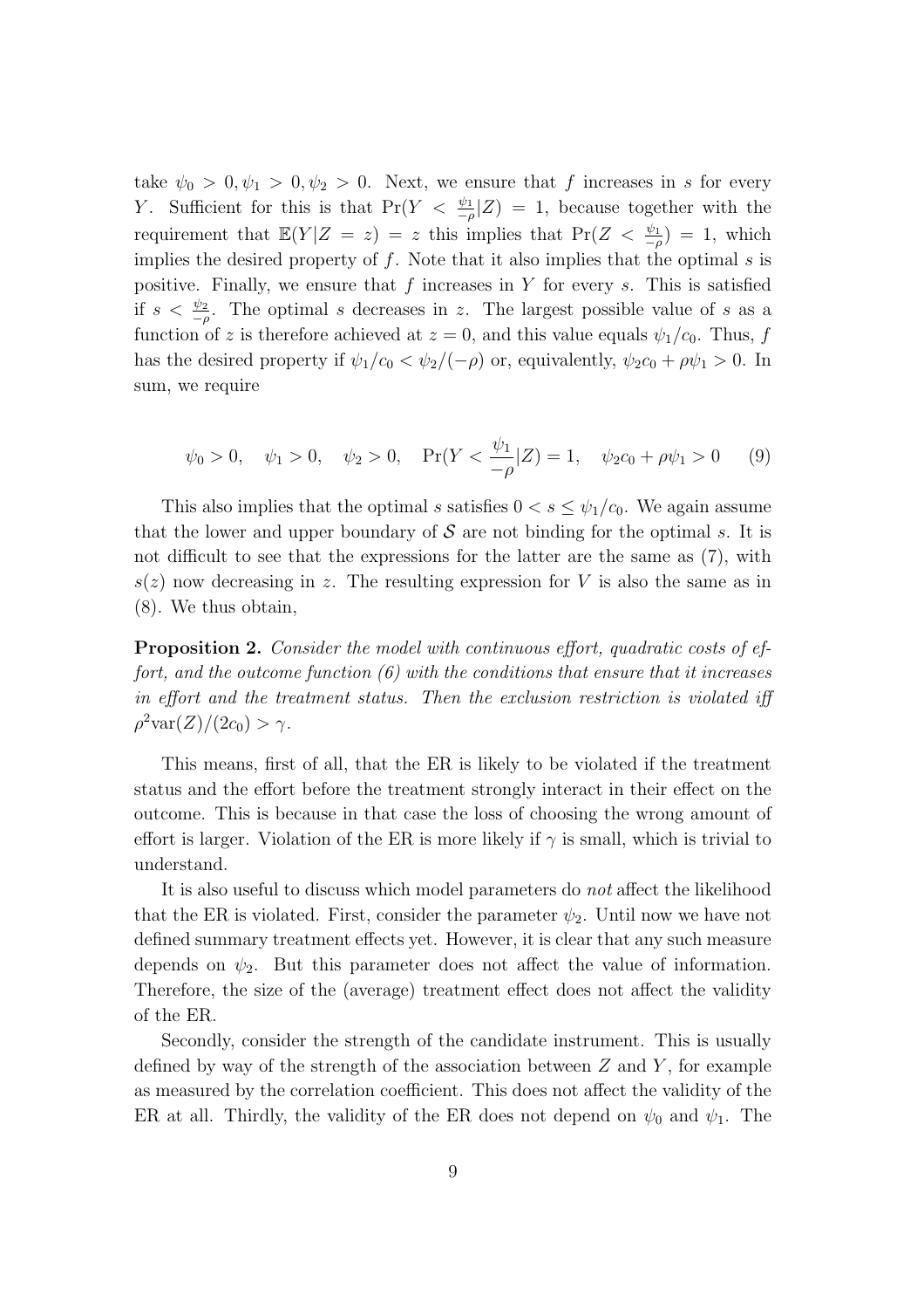take $\psi_0 > 0, \psi_1 > 0, \psi_2 > 0$. Next, we ensure that $f$ increases in $s$ for every $Y$. Sufficient for this is that $\Pr(Y < \frac{\psi_1}{-\rho}|Z) = 1$, because together with the requirement that $\mathbb{E}(Y|Z = z) = z$ this implies that $\Pr(Z < \frac{\psi_1}{-\rho}) = 1$, which implies the desired property of $f$. Note that it also implies that the optimal $s$ is positive. Finally, we ensure that $f$ increases in $Y$ for every $s$. This is satisfied if $s < \frac{\psi_2}{-\rho}$. The optimal $s$ decreases in $z$. The largest possible value of $s$ as a function of $z$ is therefore achieved at $z = 0$, and this value equals $\psi_1/c_0$. Thus, $f$ has the desired property if $\psi_1/c_0 < \psi_2/(-\rho)$ or, equivalently, $\psi_2 c_0 + \rho\psi_1 > 0$. In sum, we require

$$\psi_0 > 0, \quad \psi_1 > 0, \quad \psi_2 > 0, \quad \Pr(Y < \frac{\psi_1}{-\rho}|Z) = 1, \quad \psi_2 c_0 + \rho\psi_1 > 0 \qquad (9)$$

This also implies that the optimal $s$ satisfies $0 < s \leq \psi_1/c_0$. We again assume that the lower and upper boundary of $\mathcal{S}$ are not binding for the optimal $s$. It is not difficult to see that the expressions for the latter are the same as (7), with $s(z)$ now decreasing in $z$. The resulting expression for $V$ is also the same as in (8). We thus obtain,

**Proposition 2.** *Consider the model with continuous effort, quadratic costs of effort, and the outcome function (6) with the conditions that ensure that it increases in effort and the treatment status. Then the exclusion restriction is violated iff* $\rho^2 \text{var}(Z)/(2c_0) > \gamma$.

This means, first of all, that the ER is likely to be violated if the treatment status and the effort before the treatment strongly interact in their effect on the outcome. This is because in that case the loss of choosing the wrong amount of effort is larger. Violation of the ER is more likely if $\gamma$ is small, which is trivial to understand.

It is also useful to discuss which model parameters do *not* affect the likelihood that the ER is violated. First, consider the parameter $\psi_2$. Until now we have not defined summary treatment effects yet. However, it is clear that any such measure depends on $\psi_2$. But this parameter does not affect the value of information. Therefore, the size of the (average) treatment effect does not affect the validity of the ER.

Secondly, consider the strength of the candidate instrument. This is usually defined by way of the strength of the association between $Z$ and $Y$, for example as measured by the correlation coefficient. This does not affect the validity of the ER at all. Thirdly, the validity of the ER does not depend on $\psi_0$ and $\psi_1$. The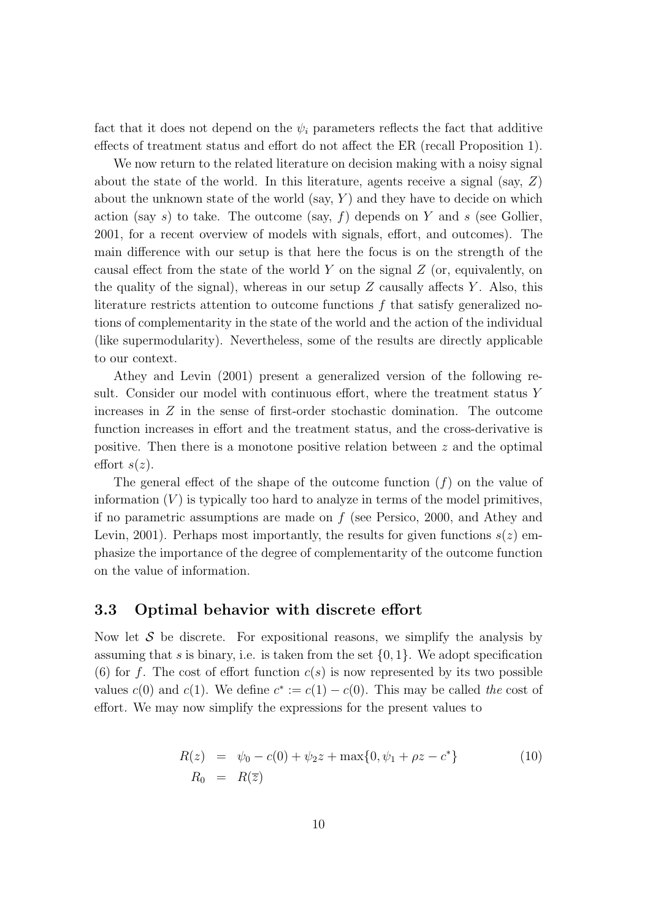fact that it does not depend on the $\psi_i$ parameters reflects the fact that additive effects of treatment status and effort do not affect the ER (recall Proposition 1).

We now return to the related literature on decision making with a noisy signal about the state of the world. In this literature, agents receive a signal (say, $Z$) about the unknown state of the world (say, $Y$) and they have to decide on which action (say $s$) to take. The outcome (say, $f$) depends on $Y$ and $s$ (see Gollier, 2001, for a recent overview of models with signals, effort, and outcomes). The main difference with our setup is that here the focus is on the strength of the causal effect from the state of the world $Y$ on the signal $Z$ (or, equivalently, on the quality of the signal), whereas in our setup $Z$ causally affects $Y$. Also, this literature restricts attention to outcome functions $f$ that satisfy generalized notions of complementarity in the state of the world and the action of the individual (like supermodularity). Nevertheless, some of the results are directly applicable to our context.

Athey and Levin (2001) present a generalized version of the following result. Consider our model with continuous effort, where the treatment status $Y$ increases in $Z$ in the sense of first-order stochastic domination. The outcome function increases in effort and the treatment status, and the cross-derivative is positive. Then there is a monotone positive relation between $z$ and the optimal effort $s(z)$.

The general effect of the shape of the outcome function ($f$) on the value of information ($V$) is typically too hard to analyze in terms of the model primitives, if no parametric assumptions are made on $f$ (see Persico, 2000, and Athey and Levin, 2001). Perhaps most importantly, the results for given functions $s(z)$ emphasize the importance of the degree of complementarity of the outcome function on the value of information.

### 3.3 Optimal behavior with discrete effort

Now let $\mathcal{S}$ be discrete. For expositional reasons, we simplify the analysis by assuming that $s$ is binary, i.e. is taken from the set $\{0, 1\}$. We adopt specification (6) for $f$. The cost of effort function $c(s)$ is now represented by its two possible values $c(0)$ and $c(1)$. We define $c^* := c(1) - c(0)$. This may be called *the* cost of effort. We may now simplify the expressions for the present values to

$$
\begin{aligned}
R(z) &= \psi_0 - c(0) + \psi_2 z + \max\{0, \psi_1 + \rho z - c^*\} \qquad (10) \\
R_0 &= R(\overline{z})
\end{aligned}
$$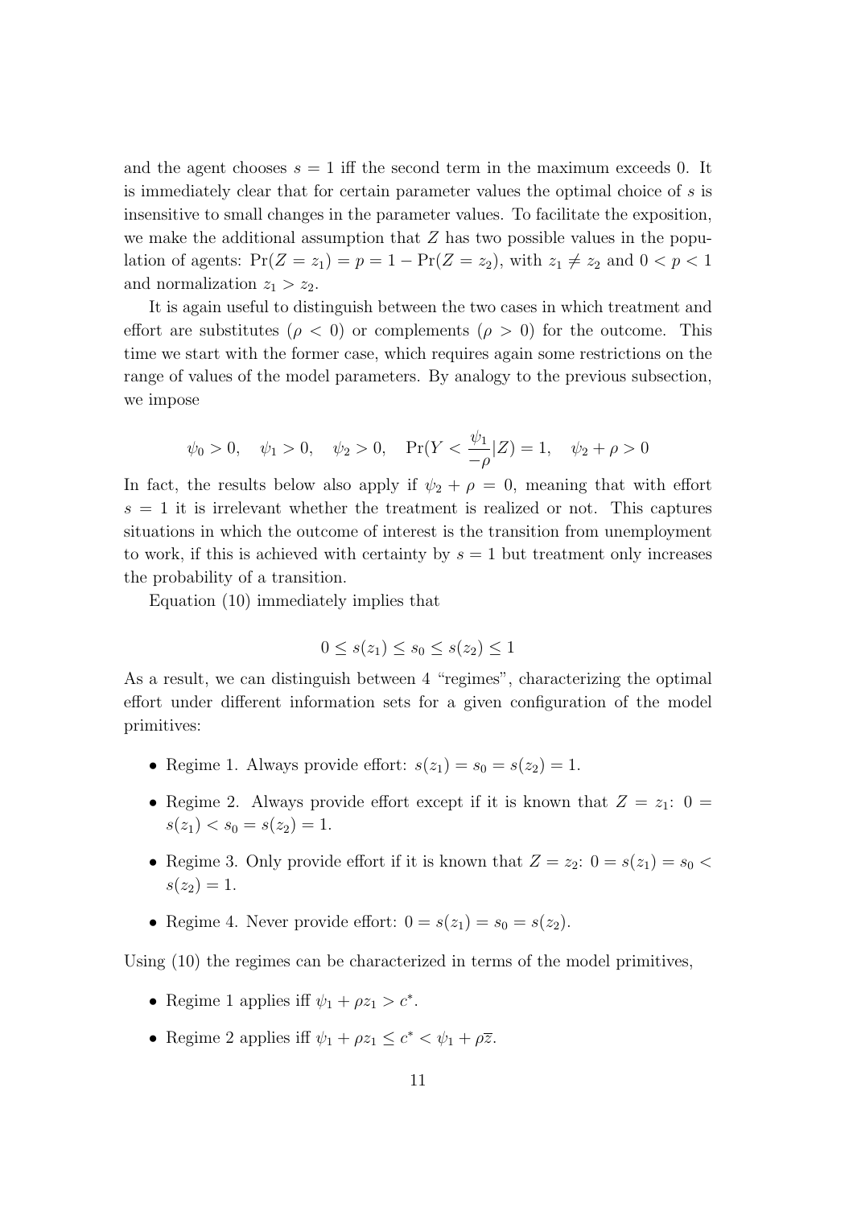and the agent chooses $s = 1$ iff the second term in the maximum exceeds 0. It is immediately clear that for certain parameter values the optimal choice of $s$ is insensitive to small changes in the parameter values. To facilitate the exposition, we make the additional assumption that $Z$ has two possible values in the population of agents: $\Pr(Z = z_1) = p = 1 - \Pr(Z = z_2)$, with $z_1 \neq z_2$ and $0 < p < 1$ and normalization $z_1 > z_2$.

It is again useful to distinguish between the two cases in which treatment and effort are substitutes ($\rho < 0$) or complements ($\rho > 0$) for the outcome. This time we start with the former case, which requires again some restrictions on the range of values of the model parameters. By analogy to the previous subsection, we impose

$$\psi_0 > 0, \quad \psi_1 > 0, \quad \psi_2 > 0, \quad \Pr(Y < \frac{\psi_1}{-\rho}|Z) = 1, \quad \psi_2 + \rho > 0$$

In fact, the results below also apply if $\psi_2 + \rho = 0$, meaning that with effort $s = 1$ it is irrelevant whether the treatment is realized or not. This captures situations in which the outcome of interest is the transition from unemployment to work, if this is achieved with certainty by $s = 1$ but treatment only increases the probability of a transition.

Equation (10) immediately implies that

$$0 \leq s(z_1) \leq s_0 \leq s(z_2) \leq 1$$

As a result, we can distinguish between 4 "regimes", characterizing the optimal effort under different information sets for a given configuration of the model primitives:

- Regime 1. Always provide effort: $s(z_1) = s_0 = s(z_2) = 1$.
- Regime 2. Always provide effort except if it is known that $Z = z_1$: $0 = s(z_1) < s_0 = s(z_2) = 1$.
- Regime 3. Only provide effort if it is known that $Z = z_2$: $0 = s(z_1) = s_0 < s(z_2) = 1$.
- Regime 4. Never provide effort: $0 = s(z_1) = s_0 = s(z_2)$.

Using (10) the regimes can be characterized in terms of the model primitives,

- Regime 1 applies iff $\psi_1 + \rho z_1 > c^*$.
- Regime 2 applies iff $\psi_1 + \rho z_1 \leq c^* < \psi_1 + \rho \overline{z}$.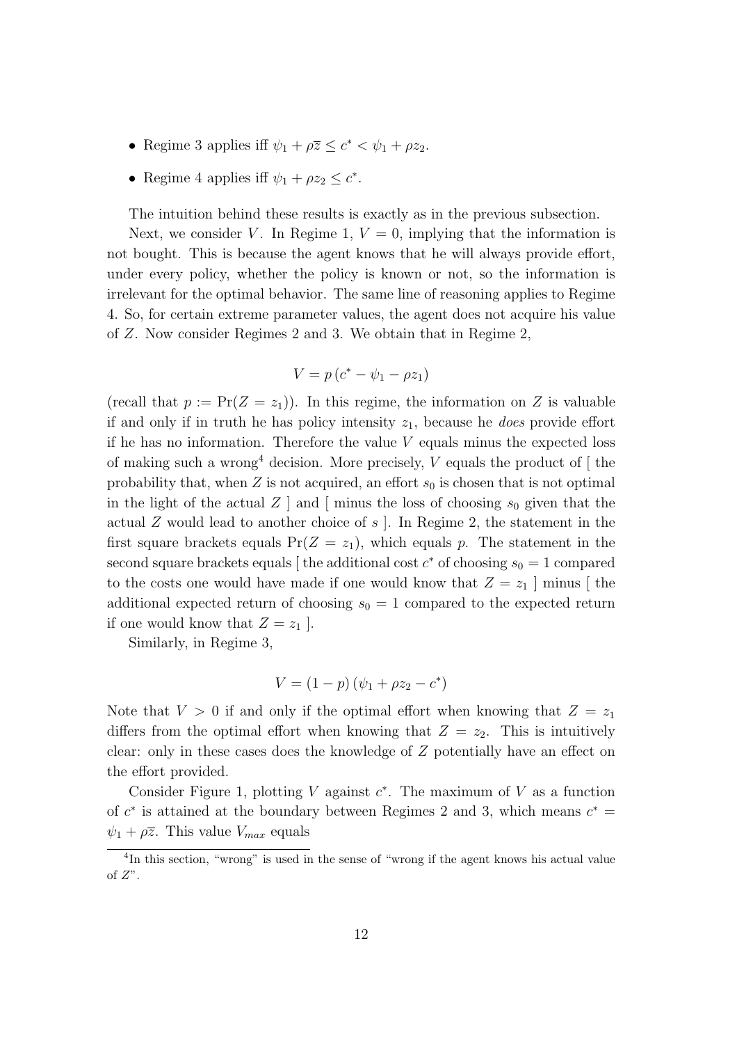- Regime 3 applies iff $\psi_1 + \rho\overline{z} \leq c^* < \psi_1 + \rho z_2$.
- Regime 4 applies iff $\psi_1 + \rho z_2 \leq c^*$.

The intuition behind these results is exactly as in the previous subsection.

Next, we consider $V$. In Regime 1, $V = 0$, implying that the information is not bought. This is because the agent knows that he will always provide effort, under every policy, whether the policy is known or not, so the information is irrelevant for the optimal behavior. The same line of reasoning applies to Regime 4. So, for certain extreme parameter values, the agent does not acquire his value of $Z$. Now consider Regimes 2 and 3. We obtain that in Regime 2,

$$V = p\left(c^* - \psi_1 - \rho z_1\right)$$

(recall that $p := \Pr(Z = z_1)$). In this regime, the information on $Z$ is valuable if and only if in truth he has policy intensity $z_1$, because he *does* provide effort if he has no information. Therefore the value $V$ equals minus the expected loss of making such a wrong[4] decision. More precisely, $V$ equals the product of [ the probability that, when $Z$ is not acquired, an effort $s_0$ is chosen that is not optimal in the light of the actual $Z$ ] and [ minus the loss of choosing $s_0$ given that the actual $Z$ would lead to another choice of $s$ ]. In Regime 2, the statement in the first square brackets equals $\Pr(Z = z_1)$, which equals $p$. The statement in the second square brackets equals [ the additional cost $c^*$ of choosing $s_0 = 1$ compared to the costs one would have made if one would know that $Z = z_1$ ] minus [ the additional expected return of choosing $s_0 = 1$ compared to the expected return if one would know that $Z = z_1$ ].

Similarly, in Regime 3,

$$V = (1 - p)\left(\psi_1 + \rho z_2 - c^*\right)$$

Note that $V > 0$ if and only if the optimal effort when knowing that $Z = z_1$ differs from the optimal effort when knowing that $Z = z_2$. This is intuitively clear: only in these cases does the knowledge of $Z$ potentially have an effect on the effort provided.

Consider Figure 1, plotting $V$ against $c^*$. The maximum of $V$ as a function of $c^*$ is attained at the boundary between Regimes 2 and 3, which means $c^* = \psi_1 + \rho\overline{z}$. This value $V_{max}$ equals

[4] In this section, "wrong" is used in the sense of "wrong if the agent knows his actual value of $Z$".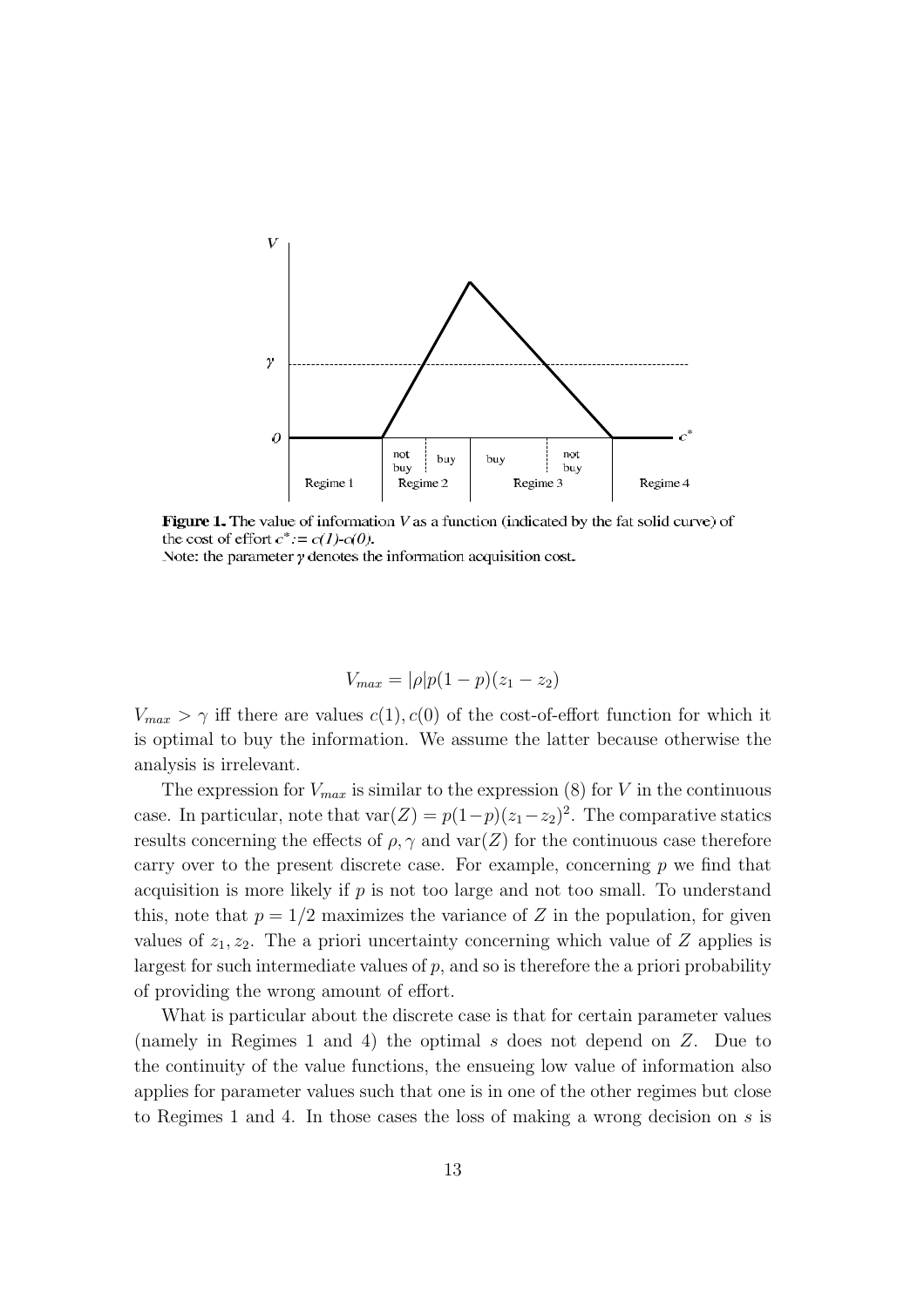**Figure 1.** The value of information $V$ as a function (indicated by the fat solid curve) of the cost of effort $c^* := c(1)-c(0)$.
Note: the parameter $\gamma$ denotes the information acquisition cost.

$$V_{max} = |\rho| p(1-p)(z_1 - z_2)$$

$V_{max} > \gamma$ iff there are values $c(1), c(0)$ of the cost-of-effort function for which it is optimal to buy the information. We assume the latter because otherwise the analysis is irrelevant.

The expression for $V_{max}$ is similar to the expression (8) for $V$ in the continuous case. In particular, note that $\text{var}(Z) = p(1-p)(z_1-z_2)^2$. The comparative statics results concerning the effects of $\rho, \gamma$ and $\text{var}(Z)$ for the continuous case therefore carry over to the present discrete case. For example, concerning $p$ we find that acquisition is more likely if $p$ is not too large and not too small. To understand this, note that $p = 1/2$ maximizes the variance of $Z$ in the population, for given values of $z_1, z_2$. The a priori uncertainty concerning which value of $Z$ applies is largest for such intermediate values of $p$, and so is therefore the a priori probability of providing the wrong amount of effort.

What is particular about the discrete case is that for certain parameter values (namely in Regimes 1 and 4) the optimal $s$ does not depend on $Z$. Due to the continuity of the value functions, the ensueing low value of information also applies for parameter values such that one is in one of the other regimes but close to Regimes 1 and 4. In those cases the loss of making a wrong decision on $s$ is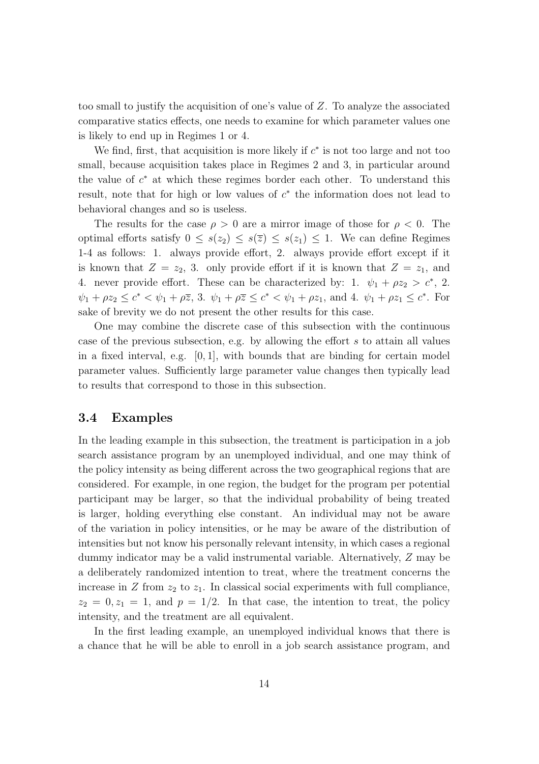too small to justify the acquisition of one's value of $Z$. To analyze the associated comparative statics effects, one needs to examine for which parameter values one is likely to end up in Regimes 1 or 4.

We find, first, that acquisition is more likely if $c^*$ is not too large and not too small, because acquisition takes place in Regimes 2 and 3, in particular around the value of $c^*$ at which these regimes border each other. To understand this result, note that for high or low values of $c^*$ the information does not lead to behavioral changes and so is useless.

The results for the case $\rho > 0$ are a mirror image of those for $\rho < 0$. The optimal efforts satisfy $0 \leq s(z_2) \leq s(\overline{z}) \leq s(z_1) \leq 1$. We can define Regimes 1-4 as follows: 1. always provide effort, 2. always provide effort except if it is known that $Z = z_2$, 3. only provide effort if it is known that $Z = z_1$, and 4. never provide effort. These can be characterized by: 1. $\psi_1 + \rho z_2 > c^*$, 2. $\psi_1 + \rho z_2 \leq c^* < \psi_1 + \rho\overline{z}$, 3. $\psi_1 + \rho\overline{z} \leq c^* < \psi_1 + \rho z_1$, and 4. $\psi_1 + \rho z_1 \leq c^*$. For sake of brevity we do not present the other results for this case.

One may combine the discrete case of this subsection with the continuous case of the previous subsection, e.g. by allowing the effort $s$ to attain all values in a fixed interval, e.g. $[0, 1]$, with bounds that are binding for certain model parameter values. Sufficiently large parameter value changes then typically lead to results that correspond to those in this subsection.

### 3.4 Examples

In the leading example in this subsection, the treatment is participation in a job search assistance program by an unemployed individual, and one may think of the policy intensity as being different across the two geographical regions that are considered. For example, in one region, the budget for the program per potential participant may be larger, so that the individual probability of being treated is larger, holding everything else constant. An individual may not be aware of the variation in policy intensities, or he may be aware of the distribution of intensities but not know his personally relevant intensity, in which cases a regional dummy indicator may be a valid instrumental variable. Alternatively, $Z$ may be a deliberately randomized intention to treat, where the treatment concerns the increase in $Z$ from $z_2$ to $z_1$. In classical social experiments with full compliance, $z_2 = 0, z_1 = 1$, and $p = 1/2$. In that case, the intention to treat, the policy intensity, and the treatment are all equivalent.

In the first leading example, an unemployed individual knows that there is a chance that he will be able to enroll in a job search assistance program, and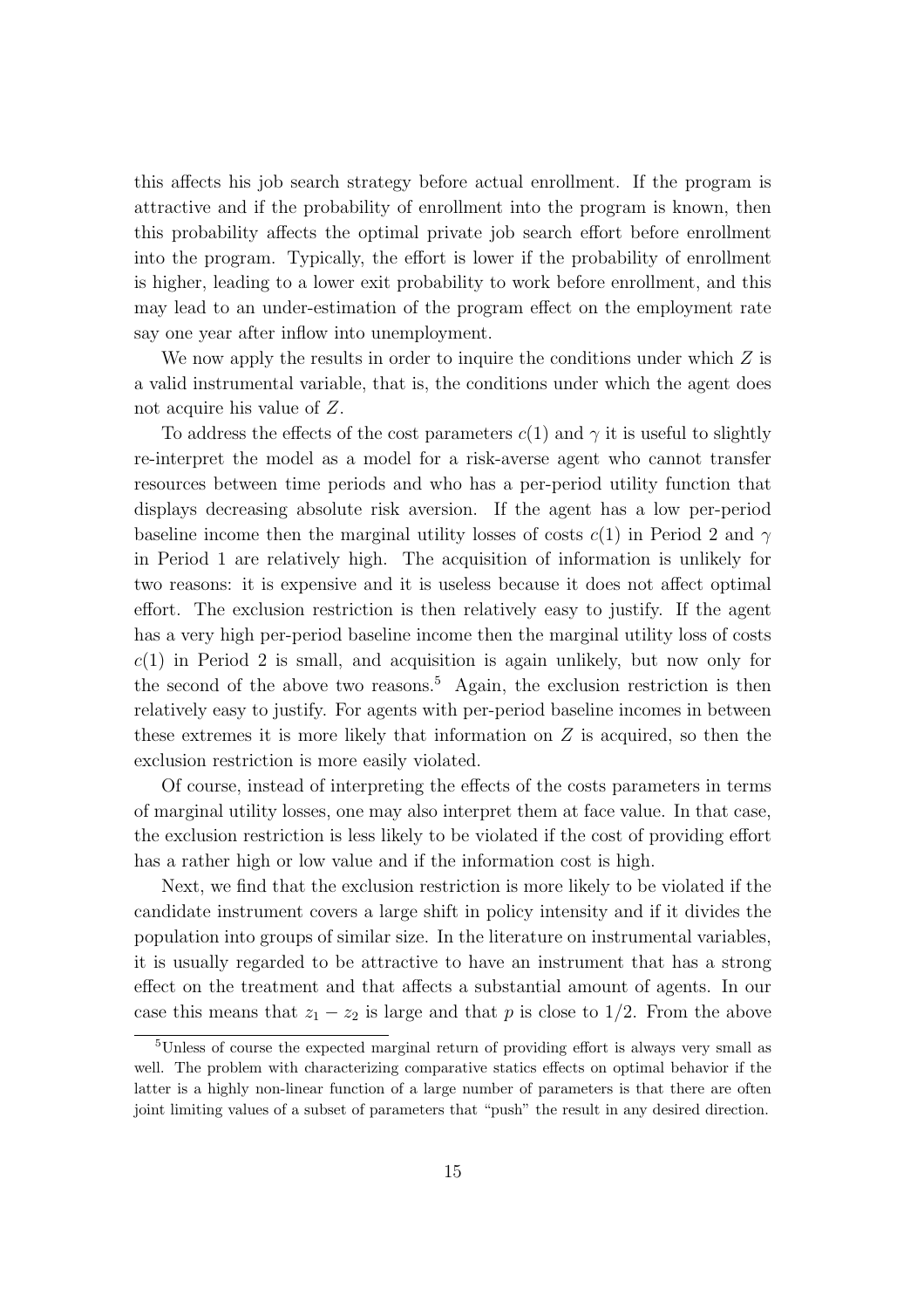this affects his job search strategy before actual enrollment. If the program is attractive and if the probability of enrollment into the program is known, then this probability affects the optimal private job search effort before enrollment into the program. Typically, the effort is lower if the probability of enrollment is higher, leading to a lower exit probability to work before enrollment, and this may lead to an under-estimation of the program effect on the employment rate say one year after inflow into unemployment.

We now apply the results in order to inquire the conditions under which $Z$ is a valid instrumental variable, that is, the conditions under which the agent does not acquire his value of $Z$.

To address the effects of the cost parameters $c(1)$ and $\gamma$ it is useful to slightly re-interpret the model as a model for a risk-averse agent who cannot transfer resources between time periods and who has a per-period utility function that displays decreasing absolute risk aversion. If the agent has a low per-period baseline income then the marginal utility losses of costs $c(1)$ in Period 2 and $\gamma$ in Period 1 are relatively high. The acquisition of information is unlikely for two reasons: it is expensive and it is useless because it does not affect optimal effort. The exclusion restriction is then relatively easy to justify. If the agent has a very high per-period baseline income then the marginal utility loss of costs $c(1)$ in Period 2 is small, and acquisition is again unlikely, but now only for the second of the above two reasons.[5] Again, the exclusion restriction is then relatively easy to justify. For agents with per-period baseline incomes in between these extremes it is more likely that information on $Z$ is acquired, so then the exclusion restriction is more easily violated.

Of course, instead of interpreting the effects of the costs parameters in terms of marginal utility losses, one may also interpret them at face value. In that case, the exclusion restriction is less likely to be violated if the cost of providing effort has a rather high or low value and if the information cost is high.

Next, we find that the exclusion restriction is more likely to be violated if the candidate instrument covers a large shift in policy intensity and if it divides the population into groups of similar size. In the literature on instrumental variables, it is usually regarded to be attractive to have an instrument that has a strong effect on the treatment and that affects a substantial amount of agents. In our case this means that $z_1 - z_2$ is large and that $p$ is close to $1/2$. From the above

[5] Unless of course the expected marginal return of providing effort is always very small as well. The problem with characterizing comparative statics effects on optimal behavior if the latter is a highly non-linear function of a large number of parameters is that there are often joint limiting values of a subset of parameters that "push" the result in any desired direction.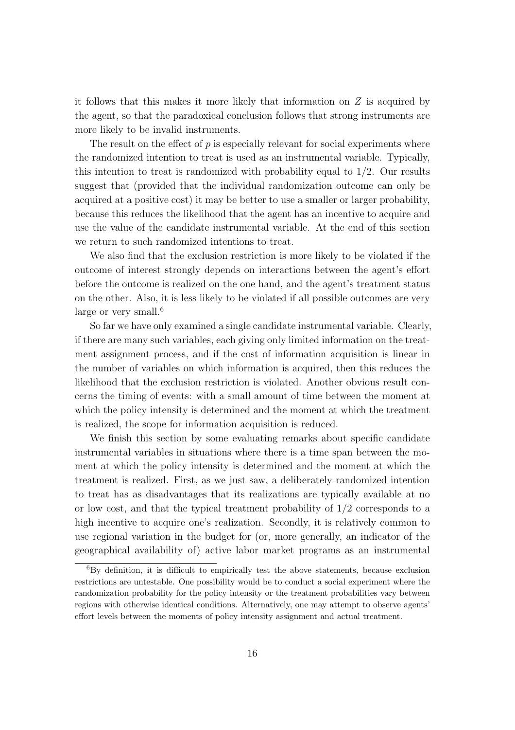it follows that this makes it more likely that information on $Z$ is acquired by the agent, so that the paradoxical conclusion follows that strong instruments are more likely to be invalid instruments.

The result on the effect of $p$ is especially relevant for social experiments where the randomized intention to treat is used as an instrumental variable. Typically, this intention to treat is randomized with probability equal to $1/2$. Our results suggest that (provided that the individual randomization outcome can only be acquired at a positive cost) it may be better to use a smaller or larger probability, because this reduces the likelihood that the agent has an incentive to acquire and use the value of the candidate instrumental variable. At the end of this section we return to such randomized intentions to treat.

We also find that the exclusion restriction is more likely to be violated if the outcome of interest strongly depends on interactions between the agent's effort before the outcome is realized on the one hand, and the agent's treatment status on the other. Also, it is less likely to be violated if all possible outcomes are very large or very small.[6]

So far we have only examined a single candidate instrumental variable. Clearly, if there are many such variables, each giving only limited information on the treatment assignment process, and if the cost of information acquisition is linear in the number of variables on which information is acquired, then this reduces the likelihood that the exclusion restriction is violated. Another obvious result concerns the timing of events: with a small amount of time between the moment at which the policy intensity is determined and the moment at which the treatment is realized, the scope for information acquisition is reduced.

We finish this section by some evaluating remarks about specific candidate instrumental variables in situations where there is a time span between the moment at which the policy intensity is determined and the moment at which the treatment is realized. First, as we just saw, a deliberately randomized intention to treat has as disadvantages that its realizations are typically available at no or low cost, and that the typical treatment probability of $1/2$ corresponds to a high incentive to acquire one's realization. Secondly, it is relatively common to use regional variation in the budget for (or, more generally, an indicator of the geographical availability of) active labor market programs as an instrumental

[6] By definition, it is difficult to empirically test the above statements, because exclusion restrictions are untestable. One possibility would be to conduct a social experiment where the randomization probability for the policy intensity or the treatment probabilities vary between regions with otherwise identical conditions. Alternatively, one may attempt to observe agents' effort levels between the moments of policy intensity assignment and actual treatment.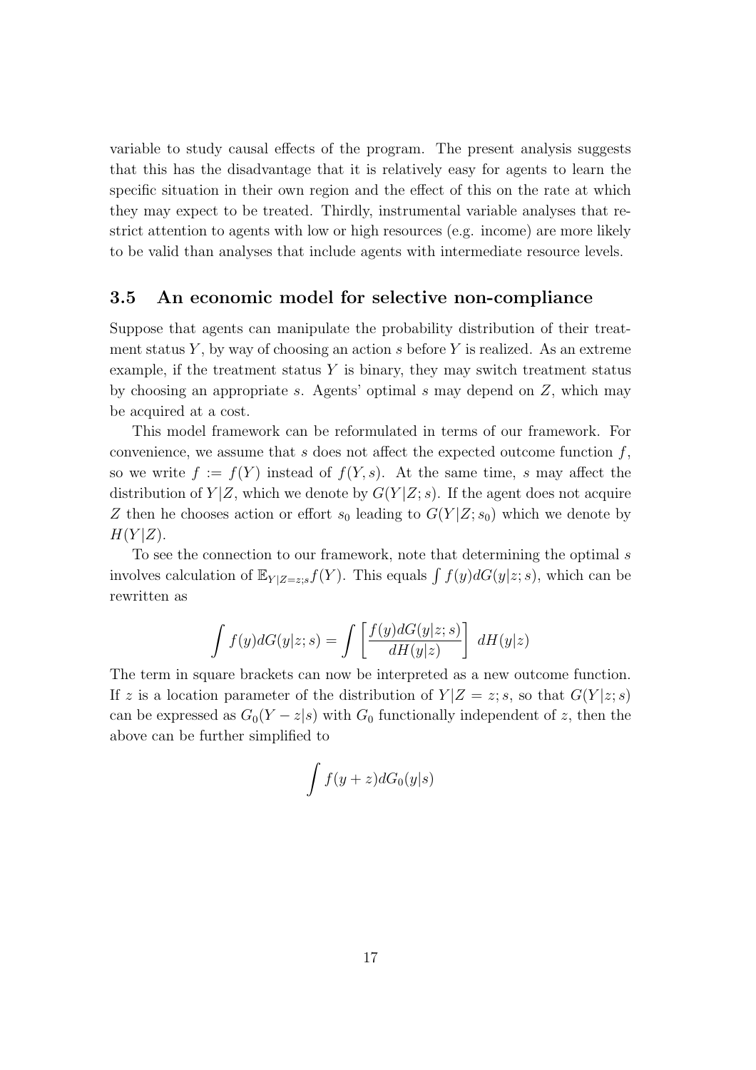variable to study causal effects of the program. The present analysis suggests that this has the disadvantage that it is relatively easy for agents to learn the specific situation in their own region and the effect of this on the rate at which they may expect to be treated. Thirdly, instrumental variable analyses that restrict attention to agents with low or high resources (e.g. income) are more likely to be valid than analyses that include agents with intermediate resource levels.

### 3.5 An economic model for selective non-compliance

Suppose that agents can manipulate the probability distribution of their treatment status $Y$, by way of choosing an action $s$ before $Y$ is realized. As an extreme example, if the treatment status $Y$ is binary, they may switch treatment status by choosing an appropriate $s$. Agents' optimal $s$ may depend on $Z$, which may be acquired at a cost.

This model framework can be reformulated in terms of our framework. For convenience, we assume that $s$ does not affect the expected outcome function $f$, so we write $f := f(Y)$ instead of $f(Y, s)$. At the same time, $s$ may affect the distribution of $Y|Z$, which we denote by $G(Y|Z; s)$. If the agent does not acquire $Z$ then he chooses action or effort $s_0$ leading to $G(Y|Z; s_0)$ which we denote by $H(Y|Z)$.

To see the connection to our framework, note that determining the optimal $s$ involves calculation of $\mathbb{E}_{Y|Z=z;s} f(Y)$. This equals $\int f(y)dG(y|z; s)$, which can be rewritten as

$$\int f(y)dG(y|z; s) = \int \left[ \frac{f(y)dG(y|z; s)}{dH(y|z)} \right] dH(y|z)$$

The term in square brackets can now be interpreted as a new outcome function. If $z$ is a location parameter of the distribution of $Y|Z = z; s$, so that $G(Y|z; s)$ can be expressed as $G_0(Y - z|s)$ with $G_0$ functionally independent of $z$, then the above can be further simplified to

$$\int f(y + z)dG_0(y|s)$$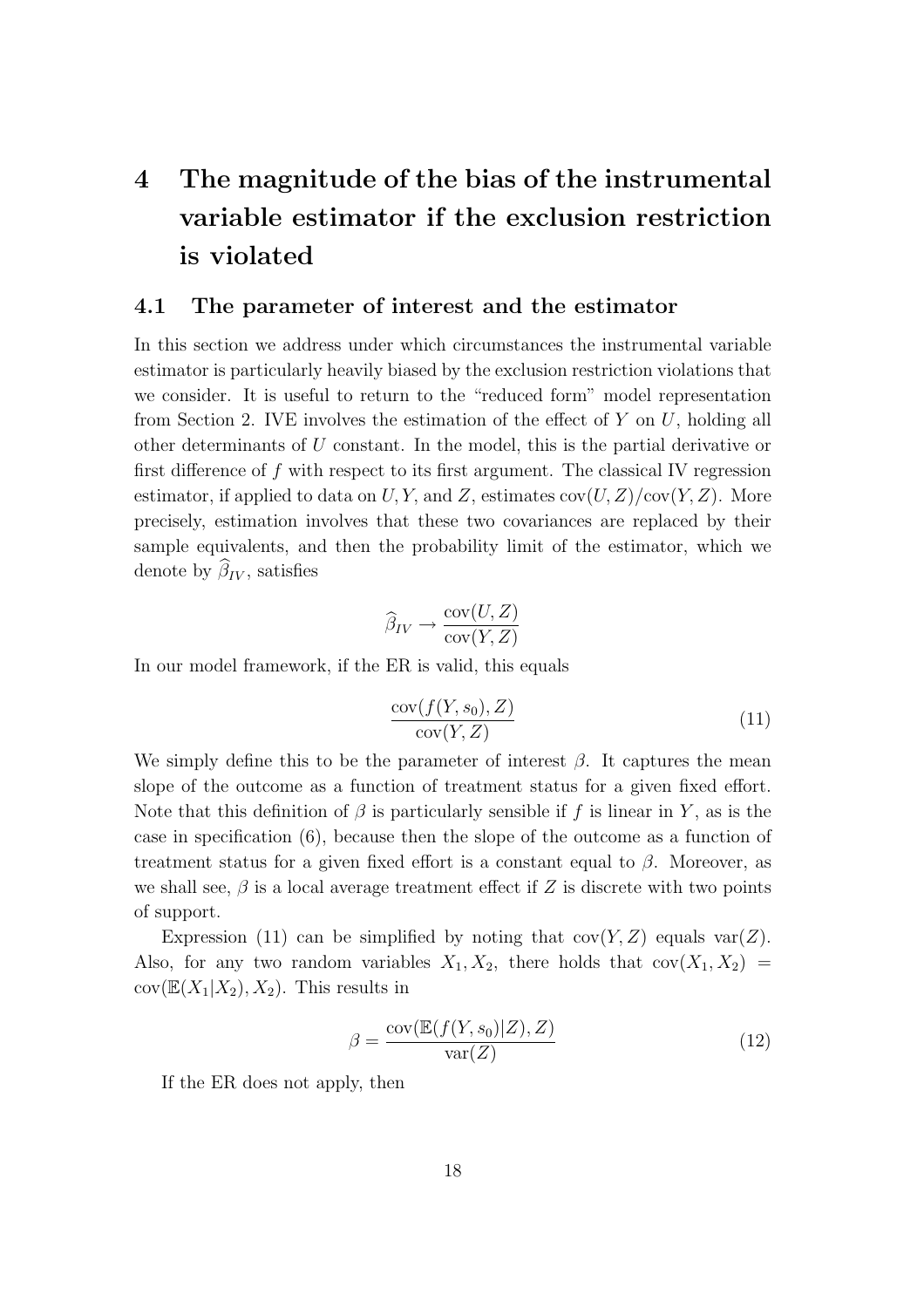# 4 The magnitude of the bias of the instrumental variable estimator if the exclusion restriction is violated

## 4.1 The parameter of interest and the estimator

In this section we address under which circumstances the instrumental variable estimator is particularly heavily biased by the exclusion restriction violations that we consider. It is useful to return to the "reduced form" model representation from Section 2. IVE involves the estimation of the effect of $Y$ on $U$, holding all other determinants of $U$ constant. In the model, this is the partial derivative or first difference of $f$ with respect to its first argument. The classical IV regression estimator, if applied to data on $U, Y$, and $Z$, estimates $\text{cov}(U, Z)/\text{cov}(Y, Z)$. More precisely, estimation involves that these two covariances are replaced by their sample equivalents, and then the probability limit of the estimator, which we denote by $\widehat{\beta}_{IV}$, satisfies

$$\widehat{\beta}_{IV} \rightarrow \frac{\text{cov}(U, Z)}{\text{cov}(Y, Z)}$$

In our model framework, if the ER is valid, this equals

$$\frac{\text{cov}(f(Y, s_0), Z)}{\text{cov}(Y, Z)} \tag{11}$$

We simply define this to be the parameter of interest $\beta$. It captures the mean slope of the outcome as a function of treatment status for a given fixed effort. Note that this definition of $\beta$ is particularly sensible if $f$ is linear in $Y$, as is the case in specification (6), because then the slope of the outcome as a function of treatment status for a given fixed effort is a constant equal to $\beta$. Moreover, as we shall see, $\beta$ is a local average treatment effect if $Z$ is discrete with two points of support.

Expression (11) can be simplified by noting that $\text{cov}(Y, Z)$ equals $\text{var}(Z)$. Also, for any two random variables $X_1, X_2$, there holds that $\text{cov}(X_1, X_2) = \text{cov}(\mathbb{E}(X_1|X_2), X_2)$. This results in

$$\beta = \frac{\text{cov}(\mathbb{E}(f(Y, s_0)|Z), Z)}{\text{var}(Z)} \tag{12}$$

If the ER does not apply, then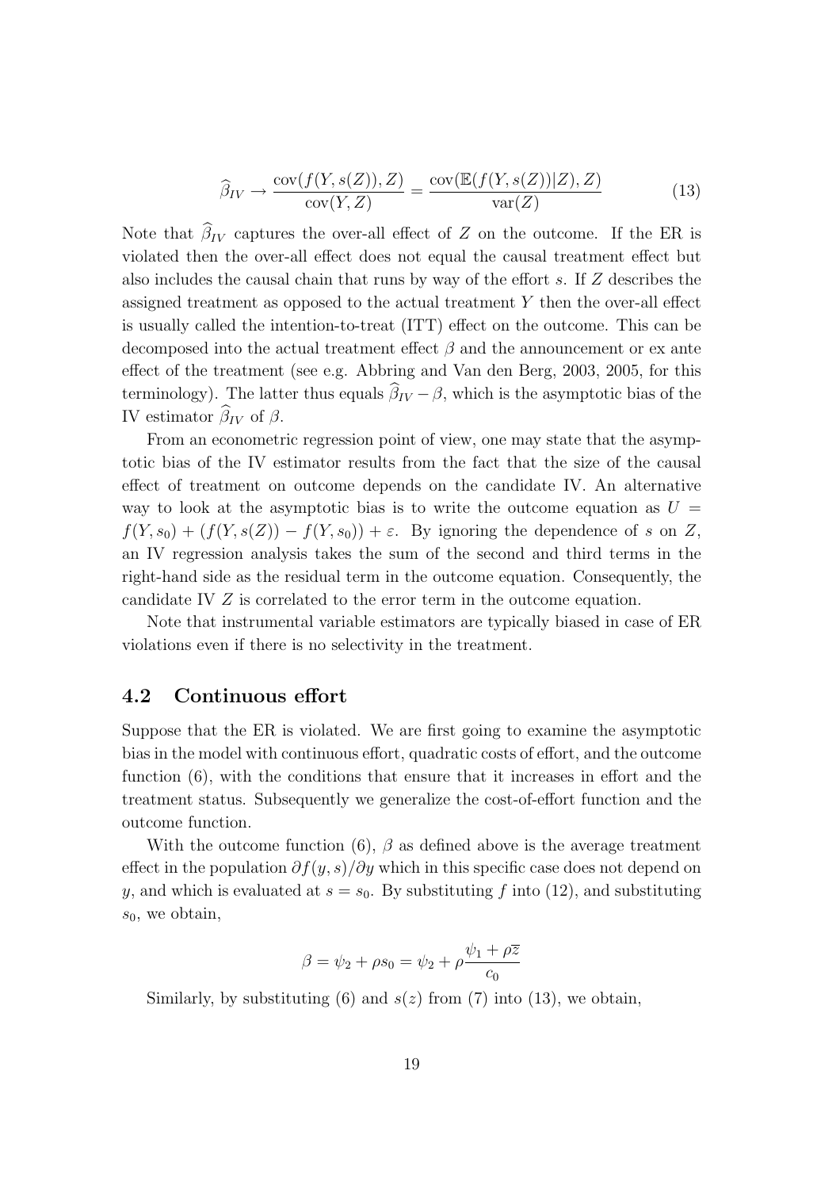$$\widehat{\beta}_{IV} \rightarrow \frac{\operatorname{cov}(f(Y, s(Z)), Z)}{\operatorname{cov}(Y, Z)} = \frac{\operatorname{cov}(\mathbb{E}(f(Y, s(Z))|Z), Z)}{\operatorname{var}(Z)} \tag{13}$$

Note that $\widehat{\beta}_{IV}$ captures the over-all effect of $Z$ on the outcome. If the ER is violated then the over-all effect does not equal the causal treatment effect but also includes the causal chain that runs by way of the effort $s$. If $Z$ describes the assigned treatment as opposed to the actual treatment $Y$ then the over-all effect is usually called the intention-to-treat (ITT) effect on the outcome. This can be decomposed into the actual treatment effect $\beta$ and the announcement or ex ante effect of the treatment (see e.g. Abbring and Van den Berg, 2003, 2005, for this terminology). The latter thus equals $\widehat{\beta}_{IV} - \beta$, which is the asymptotic bias of the IV estimator $\widehat{\beta}_{IV}$ of $\beta$.

From an econometric regression point of view, one may state that the asymptotic bias of the IV estimator results from the fact that the size of the causal effect of treatment on outcome depends on the candidate IV. An alternative way to look at the asymptotic bias is to write the outcome equation as $U = f(Y, s_0) + (f(Y, s(Z)) - f(Y, s_0)) + \varepsilon$. By ignoring the dependence of $s$ on $Z$, an IV regression analysis takes the sum of the second and third terms in the right-hand side as the residual term in the outcome equation. Consequently, the candidate IV $Z$ is correlated to the error term in the outcome equation.

Note that instrumental variable estimators are typically biased in case of ER violations even if there is no selectivity in the treatment.

## 4.2 Continuous effort

Suppose that the ER is violated. We are first going to examine the asymptotic bias in the model with continuous effort, quadratic costs of effort, and the outcome function (6), with the conditions that ensure that it increases in effort and the treatment status. Subsequently we generalize the cost-of-effort function and the outcome function.

With the outcome function (6), $\beta$ as defined above is the average treatment effect in the population $\partial f(y, s)/\partial y$ which in this specific case does not depend on $y$, and which is evaluated at $s = s_0$. By substituting $f$ into (12), and substituting $s_0$, we obtain,

$$\beta = \psi_2 + \rho s_0 = \psi_2 + \rho \frac{\psi_1 + \rho \overline{z}}{c_0}$$

Similarly, by substituting (6) and $s(z)$ from (7) into (13), we obtain,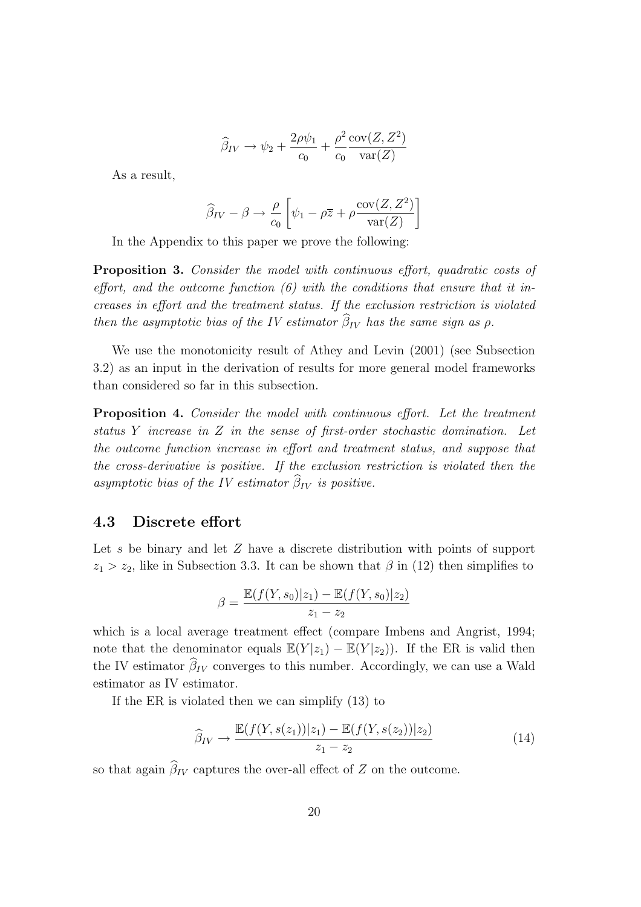$$\widehat{\beta}_{IV} \to \psi_2 + \frac{2\rho\psi_1}{c_0} + \frac{\rho^2}{c_0}\frac{\text{cov}(Z, Z^2)}{\text{var}(Z)}$$

As a result,

$$\widehat{\beta}_{IV} - \beta \to \frac{\rho}{c_0}\left[\psi_1 - \rho\overline{z} + \rho\frac{\text{cov}(Z, Z^2)}{\text{var}(Z)}\right]$$

In the Appendix to this paper we prove the following:

**Proposition 3.** *Consider the model with continuous effort, quadratic costs of effort, and the outcome function (6) with the conditions that ensure that it increases in effort and the treatment status. If the exclusion restriction is violated then the asymptotic bias of the IV estimator $\widehat{\beta}_{IV}$ has the same sign as $\rho$.*

We use the monotonicity result of Athey and Levin (2001) (see Subsection 3.2) as an input in the derivation of results for more general model frameworks than considered so far in this subsection.

**Proposition 4.** *Consider the model with continuous effort. Let the treatment status $Y$ increase in $Z$ in the sense of first-order stochastic domination. Let the outcome function increase in effort and treatment status, and suppose that the cross-derivative is positive. If the exclusion restriction is violated then the asymptotic bias of the IV estimator $\widehat{\beta}_{IV}$ is positive.*

## 4.3 Discrete effort

Let $s$ be binary and let $Z$ have a discrete distribution with points of support $z_1 > z_2$, like in Subsection 3.3. It can be shown that $\beta$ in (12) then simplifies to

$$\beta = \frac{\mathbb{E}(f(Y, s_0)|z_1) - \mathbb{E}(f(Y, s_0)|z_2)}{z_1 - z_2}$$

which is a local average treatment effect (compare Imbens and Angrist, 1994; note that the denominator equals $\mathbb{E}(Y|z_1) - \mathbb{E}(Y|z_2)$). If the ER is valid then the IV estimator $\widehat{\beta}_{IV}$ converges to this number. Accordingly, we can use a Wald estimator as IV estimator.

If the ER is violated then we can simplify (13) to

$$\widehat{\beta}_{IV} \to \frac{\mathbb{E}(f(Y, s(z_1))|z_1) - \mathbb{E}(f(Y, s(z_2))|z_2)}{z_1 - z_2} \tag{14}$$

so that again $\widehat{\beta}_{IV}$ captures the over-all effect of $Z$ on the outcome.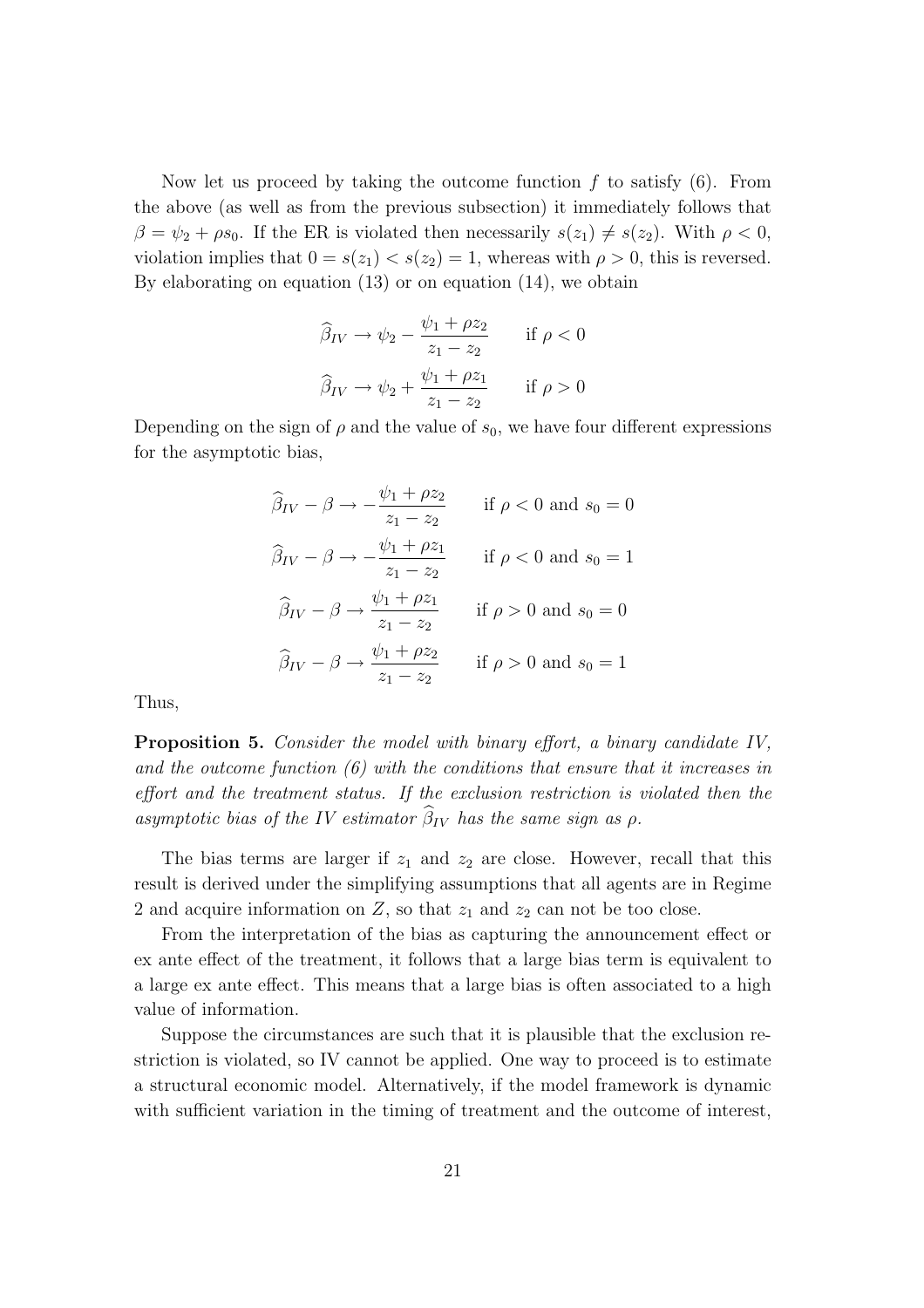Now let us proceed by taking the outcome function $f$ to satisfy (6). From the above (as well as from the previous subsection) it immediately follows that $\beta = \psi_2 + \rho s_0$. If the ER is violated then necessarily $s(z_1) \neq s(z_2)$. With $\rho < 0$, violation implies that $0 = s(z_1) < s(z_2) = 1$, whereas with $\rho > 0$, this is reversed. By elaborating on equation (13) or on equation (14), we obtain

$$
\begin{aligned}
\widehat{\beta}_{IV} &\to \psi_2 - \frac{\psi_1 + \rho z_2}{z_1 - z_2} \qquad \text{if } \rho < 0 \\
\widehat{\beta}_{IV} &\to \psi_2 + \frac{\psi_1 + \rho z_1}{z_1 - z_2} \qquad \text{if } \rho > 0
\end{aligned}
$$

Depending on the sign of $\rho$ and the value of $s_0$, we have four different expressions for the asymptotic bias,

$$
\begin{aligned}
\widehat{\beta}_{IV} - \beta &\to -\frac{\psi_1 + \rho z_2}{z_1 - z_2} \qquad \text{if } \rho < 0 \text{ and } s_0 = 0 \\
\widehat{\beta}_{IV} - \beta &\to -\frac{\psi_1 + \rho z_1}{z_1 - z_2} \qquad \text{if } \rho < 0 \text{ and } s_0 = 1 \\
\widehat{\beta}_{IV} - \beta &\to \frac{\psi_1 + \rho z_1}{z_1 - z_2} \qquad \text{if } \rho > 0 \text{ and } s_0 = 0 \\
\widehat{\beta}_{IV} - \beta &\to \frac{\psi_1 + \rho z_2}{z_1 - z_2} \qquad \text{if } \rho > 0 \text{ and } s_0 = 1
\end{aligned}
$$

Thus,

**Proposition 5.** *Consider the model with binary effort, a binary candidate IV, and the outcome function (6) with the conditions that ensure that it increases in effort and the treatment status. If the exclusion restriction is violated then the asymptotic bias of the IV estimator* $\widehat{\beta}_{IV}$ *has the same sign as* $\rho$.

The bias terms are larger if $z_1$ and $z_2$ are close. However, recall that this result is derived under the simplifying assumptions that all agents are in Regime 2 and acquire information on $Z$, so that $z_1$ and $z_2$ can not be too close.

From the interpretation of the bias as capturing the announcement effect or ex ante effect of the treatment, it follows that a large bias term is equivalent to a large ex ante effect. This means that a large bias is often associated to a high value of information.

Suppose the circumstances are such that it is plausible that the exclusion restriction is violated, so IV cannot be applied. One way to proceed is to estimate a structural economic model. Alternatively, if the model framework is dynamic with sufficient variation in the timing of treatment and the outcome of interest,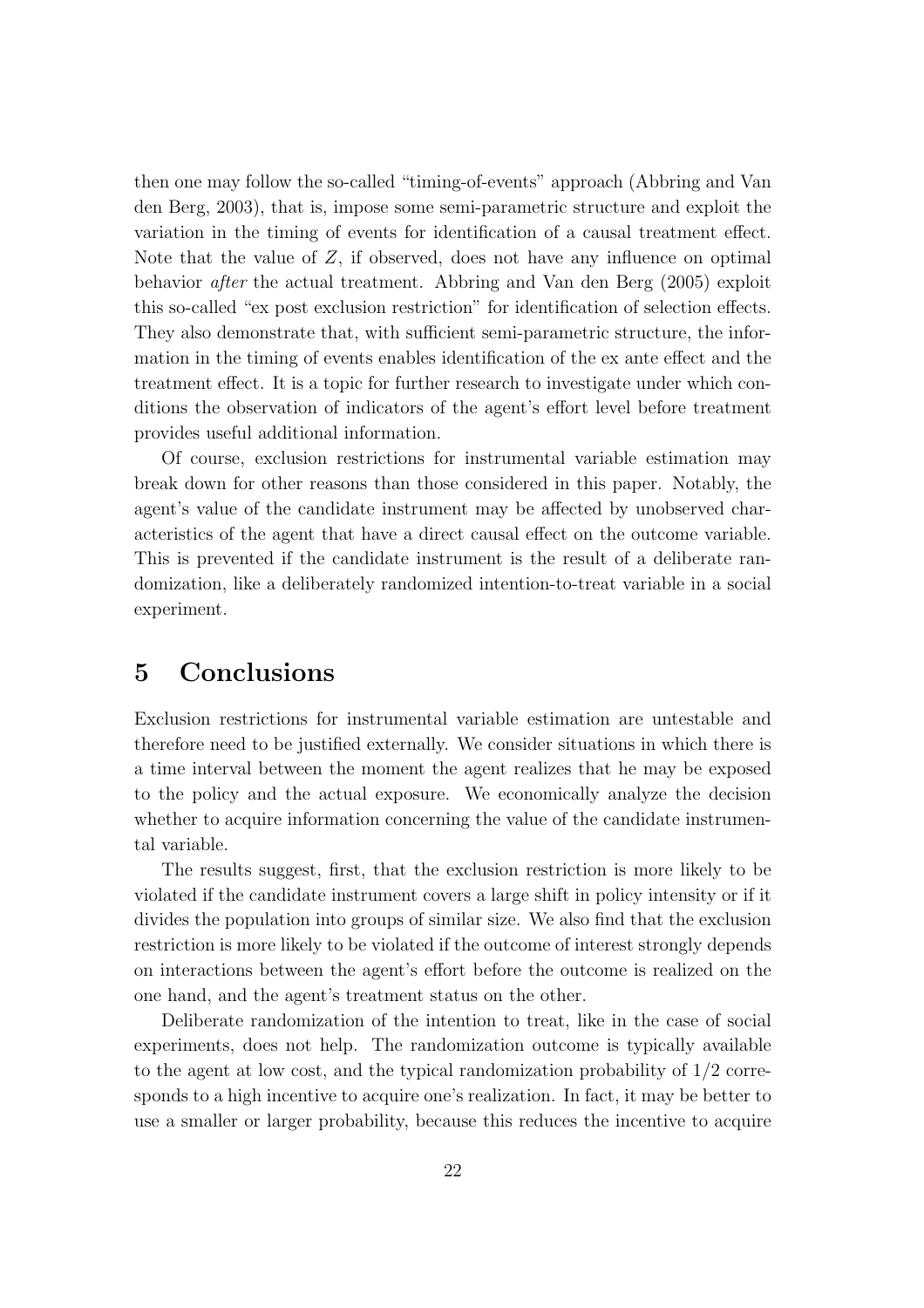then one may follow the so-called "timing-of-events" approach (Abbring and Van den Berg, 2003), that is, impose some semi-parametric structure and exploit the variation in the timing of events for identification of a causal treatment effect. Note that the value of $Z$, if observed, does not have any influence on optimal behavior *after* the actual treatment. Abbring and Van den Berg (2005) exploit this so-called "ex post exclusion restriction" for identification of selection effects. They also demonstrate that, with sufficient semi-parametric structure, the information in the timing of events enables identification of the ex ante effect and the treatment effect. It is a topic for further research to investigate under which conditions the observation of indicators of the agent's effort level before treatment provides useful additional information.

Of course, exclusion restrictions for instrumental variable estimation may break down for other reasons than those considered in this paper. Notably, the agent's value of the candidate instrument may be affected by unobserved characteristics of the agent that have a direct causal effect on the outcome variable. This is prevented if the candidate instrument is the result of a deliberate randomization, like a deliberately randomized intention-to-treat variable in a social experiment.

# 5 Conclusions

Exclusion restrictions for instrumental variable estimation are untestable and therefore need to be justified externally. We consider situations in which there is a time interval between the moment the agent realizes that he may be exposed to the policy and the actual exposure. We economically analyze the decision whether to acquire information concerning the value of the candidate instrumental variable.

The results suggest, first, that the exclusion restriction is more likely to be violated if the candidate instrument covers a large shift in policy intensity or if it divides the population into groups of similar size. We also find that the exclusion restriction is more likely to be violated if the outcome of interest strongly depends on interactions between the agent's effort before the outcome is realized on the one hand, and the agent's treatment status on the other.

Deliberate randomization of the intention to treat, like in the case of social experiments, does not help. The randomization outcome is typically available to the agent at low cost, and the typical randomization probability of $1/2$ corresponds to a high incentive to acquire one's realization. In fact, it may be better to use a smaller or larger probability, because this reduces the incentive to acquire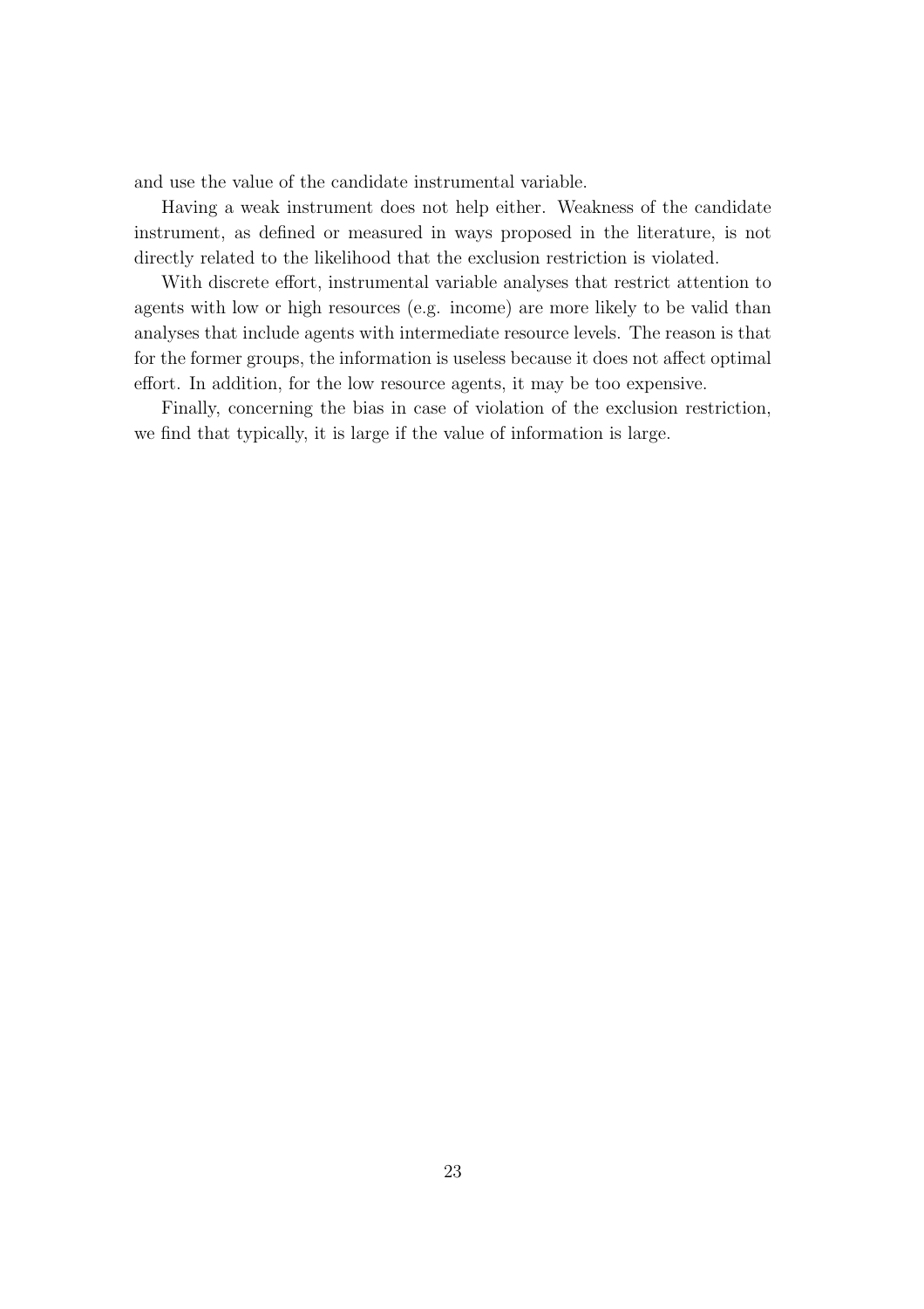and use the value of the candidate instrumental variable.

Having a weak instrument does not help either. Weakness of the candidate instrument, as defined or measured in ways proposed in the literature, is not directly related to the likelihood that the exclusion restriction is violated.

With discrete effort, instrumental variable analyses that restrict attention to agents with low or high resources (e.g. income) are more likely to be valid than analyses that include agents with intermediate resource levels. The reason is that for the former groups, the information is useless because it does not affect optimal effort. In addition, for the low resource agents, it may be too expensive.

Finally, concerning the bias in case of violation of the exclusion restriction, we find that typically, it is large if the value of information is large.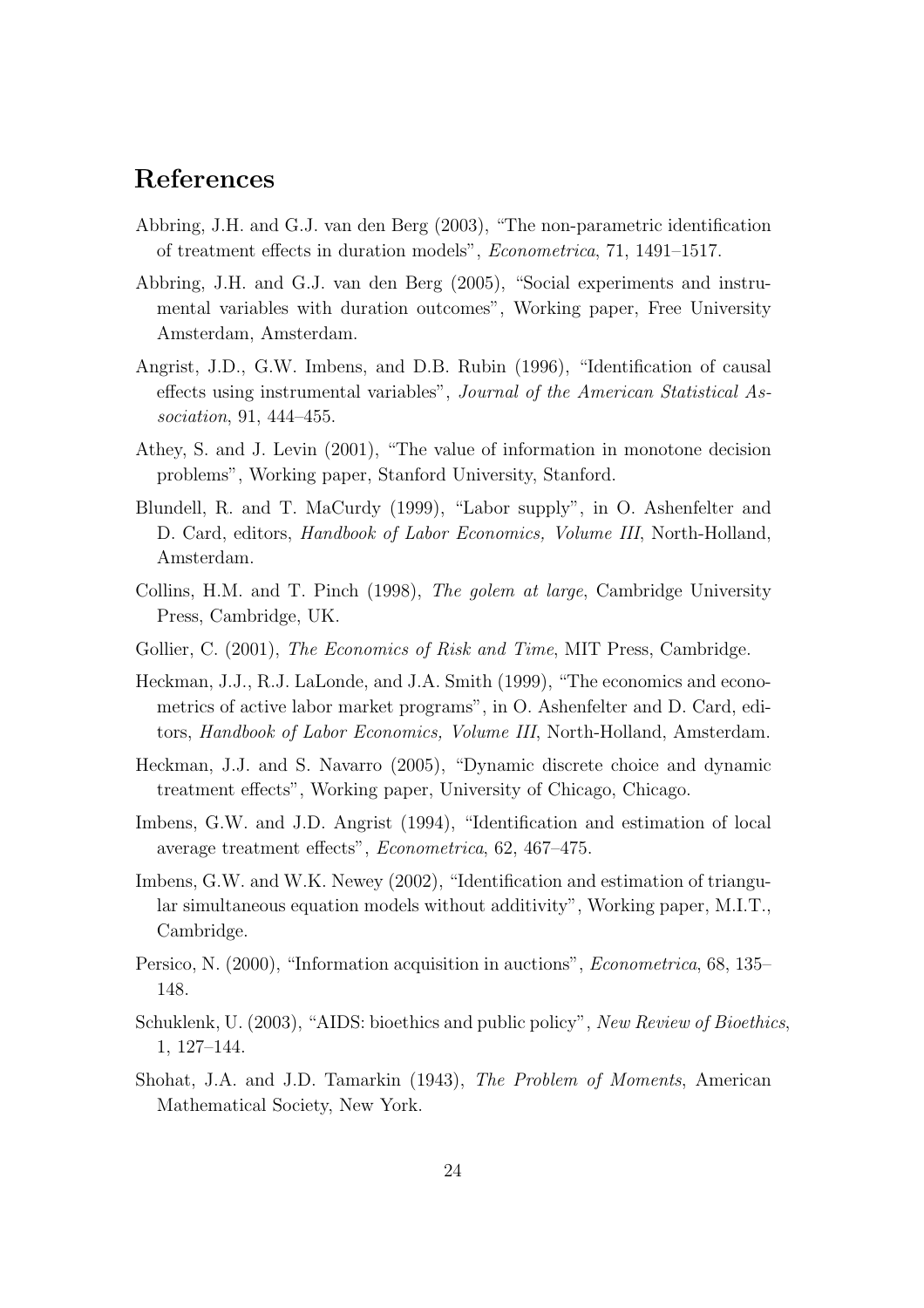## References

Abbring, J.H. and G.J. van den Berg (2003), "The non-parametric identification of treatment effects in duration models", *Econometrica*, 71, 1491–1517.

Abbring, J.H. and G.J. van den Berg (2005), "Social experiments and instrumental variables with duration outcomes", Working paper, Free University Amsterdam, Amsterdam.

Angrist, J.D., G.W. Imbens, and D.B. Rubin (1996), "Identification of causal effects using instrumental variables", *Journal of the American Statistical Association*, 91, 444–455.

Athey, S. and J. Levin (2001), "The value of information in monotone decision problems", Working paper, Stanford University, Stanford.

Blundell, R. and T. MaCurdy (1999), "Labor supply", in O. Ashenfelter and D. Card, editors, *Handbook of Labor Economics, Volume III*, North-Holland, Amsterdam.

Collins, H.M. and T. Pinch (1998), *The golem at large*, Cambridge University Press, Cambridge, UK.

Gollier, C. (2001), *The Economics of Risk and Time*, MIT Press, Cambridge.

Heckman, J.J., R.J. LaLonde, and J.A. Smith (1999), "The economics and econometrics of active labor market programs", in O. Ashenfelter and D. Card, editors, *Handbook of Labor Economics, Volume III*, North-Holland, Amsterdam.

Heckman, J.J. and S. Navarro (2005), "Dynamic discrete choice and dynamic treatment effects", Working paper, University of Chicago, Chicago.

Imbens, G.W. and J.D. Angrist (1994), "Identification and estimation of local average treatment effects", *Econometrica*, 62, 467–475.

Imbens, G.W. and W.K. Newey (2002), "Identification and estimation of triangular simultaneous equation models without additivity", Working paper, M.I.T., Cambridge.

Persico, N. (2000), "Information acquisition in auctions", *Econometrica*, 68, 135–148.

Schuklenk, U. (2003), "AIDS: bioethics and public policy", *New Review of Bioethics*, 1, 127–144.

Shohat, J.A. and J.D. Tamarkin (1943), *The Problem of Moments*, American Mathematical Society, New York.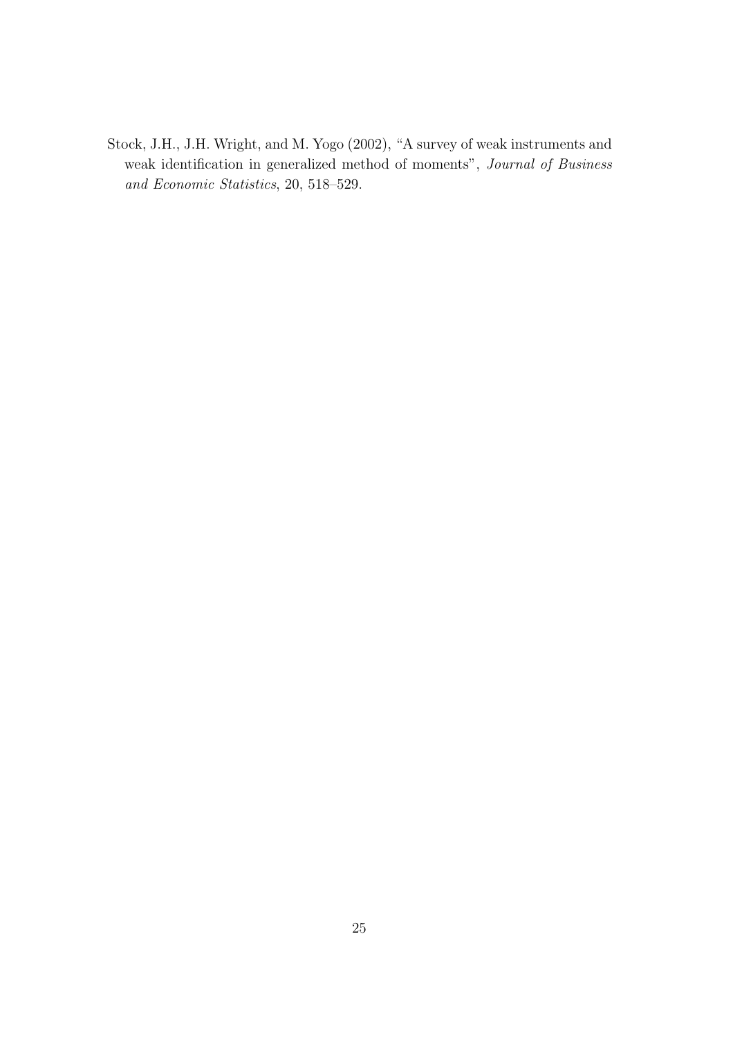Stock, J.H., J.H. Wright, and M. Yogo (2002), "A survey of weak instruments and weak identification in generalized method of moments", *Journal of Business and Economic Statistics*, 20, 518–529.